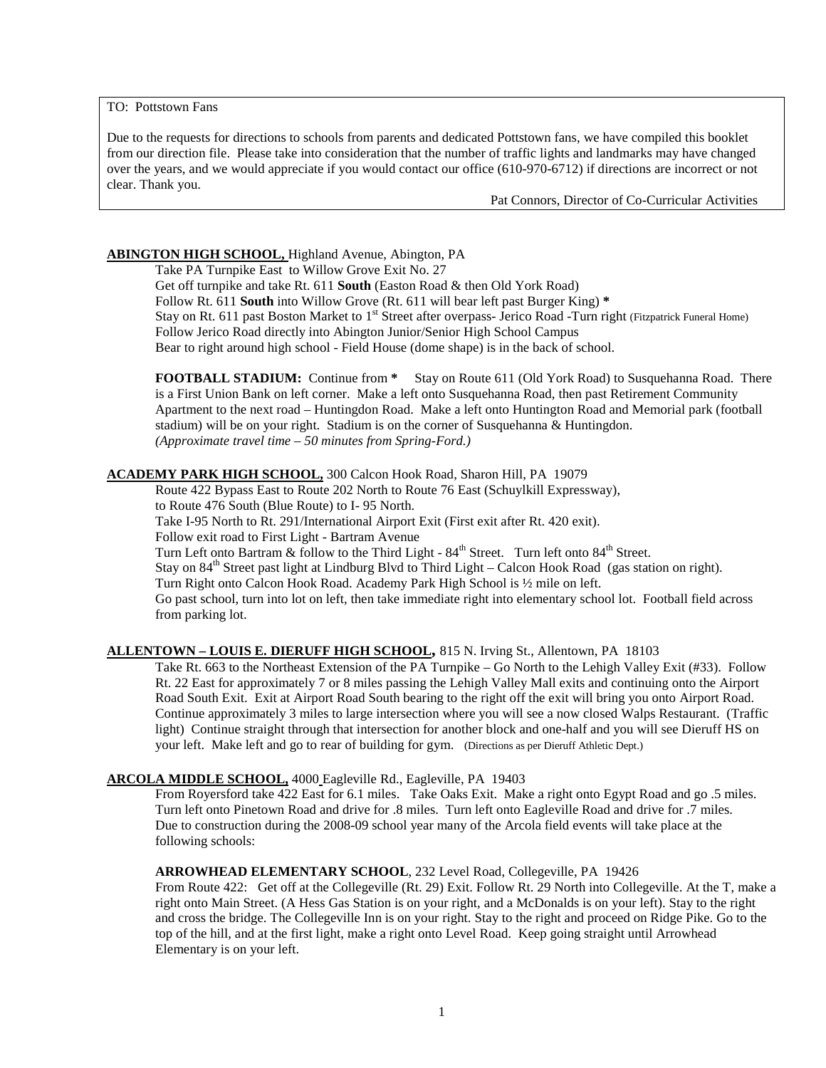TO: Pottstown Fans

Due to the requests for directions to schools from parents and dedicated Pottstown fans, we have compiled this booklet from our direction file. Please take into consideration that the number of traffic lights and landmarks may have changed over the years, and we would appreciate if you would contact our office (610-970-6712) if directions are incorrect or not clear. Thank you.

Pat Connors, Director of Co-Curricular Activities

**ABINGTON HIGH SCHOOL,** Highland Avenue, Abington, PA

Take PA Turnpike East to Willow Grove Exit No. 27
Get off turnpike and take Rt. 611 **South** (Easton Road & then Old York Road)
Follow Rt. 611 **South** into Willow Grove (Rt. 611 will bear left past Burger King) **\***
Stay on Rt. 611 past Boston Market to 1st Street after overpass- Jerico Road -Turn right (Fitzpatrick Funeral Home)
Follow Jerico Road directly into Abington Junior/Senior High School Campus
Bear to right around high school - Field House (dome shape) is in the back of school.

**FOOTBALL STADIUM:** Continue from **\*** Stay on Route 611 (Old York Road) to Susquehanna Road. There is a First Union Bank on left corner. Make a left onto Susquehanna Road, then past Retirement Community Apartment to the next road – Huntingdon Road. Make a left onto Huntington Road and Memorial park (football stadium) will be on your right. Stadium is on the corner of Susquehanna & Huntingdon.
*(Approximate travel time – 50 minutes from Spring-Ford.)*

**ACADEMY PARK HIGH SCHOOL,** 300 Calcon Hook Road, Sharon Hill, PA 19079

Route 422 Bypass East to Route 202 North to Route 76 East (Schuylkill Expressway),
to Route 476 South (Blue Route) to I- 95 North.
Take I-95 North to Rt. 291/International Airport Exit (First exit after Rt. 420 exit).
Follow exit road to First Light - Bartram Avenue
Turn Left onto Bartram & follow to the Third Light - 84th Street. Turn left onto 84th Street.
Stay on 84th Street past light at Lindburg Blvd to Third Light – Calcon Hook Road (gas station on right).
Turn Right onto Calcon Hook Road. Academy Park High School is ½ mile on left.
Go past school, turn into lot on left, then take immediate right into elementary school lot. Football field across from parking lot.

**ALLENTOWN – LOUIS E. DIERUFF HIGH SCHOOL,** 815 N. Irving St., Allentown, PA 18103

Take Rt. 663 to the Northeast Extension of the PA Turnpike – Go North to the Lehigh Valley Exit (#33). Follow Rt. 22 East for approximately 7 or 8 miles passing the Lehigh Valley Mall exits and continuing onto the Airport Road South Exit. Exit at Airport Road South bearing to the right off the exit will bring you onto Airport Road. Continue approximately 3 miles to large intersection where you will see a now closed Walps Restaurant. (Traffic light) Continue straight through that intersection for another block and one-half and you will see Dieruff HS on your left. Make left and go to rear of building for gym. (Directions as per Dieruff Athletic Dept.)

**ARCOLA MIDDLE SCHOOL,** 4000 Eagleville Rd., Eagleville, PA 19403

From Royersford take 422 East for 6.1 miles. Take Oaks Exit. Make a right onto Egypt Road and go .5 miles. Turn left onto Pinetown Road and drive for .8 miles. Turn left onto Eagleville Road and drive for .7 miles.
Due to construction during the 2008-09 school year many of the Arcola field events will take place at the following schools:

**ARROWHEAD ELEMENTARY SCHOOL**, 232 Level Road, Collegeville, PA 19426
From Route 422: Get off at the Collegeville (Rt. 29) Exit. Follow Rt. 29 North into Collegeville. At the T, make a right onto Main Street. (A Hess Gas Station is on your right, and a McDonalds is on your left). Stay to the right and cross the bridge. The Collegeville Inn is on your right. Stay to the right and proceed on Ridge Pike. Go to the top of the hill, and at the first light, make a right onto Level Road. Keep going straight until Arrowhead Elementary is on your left.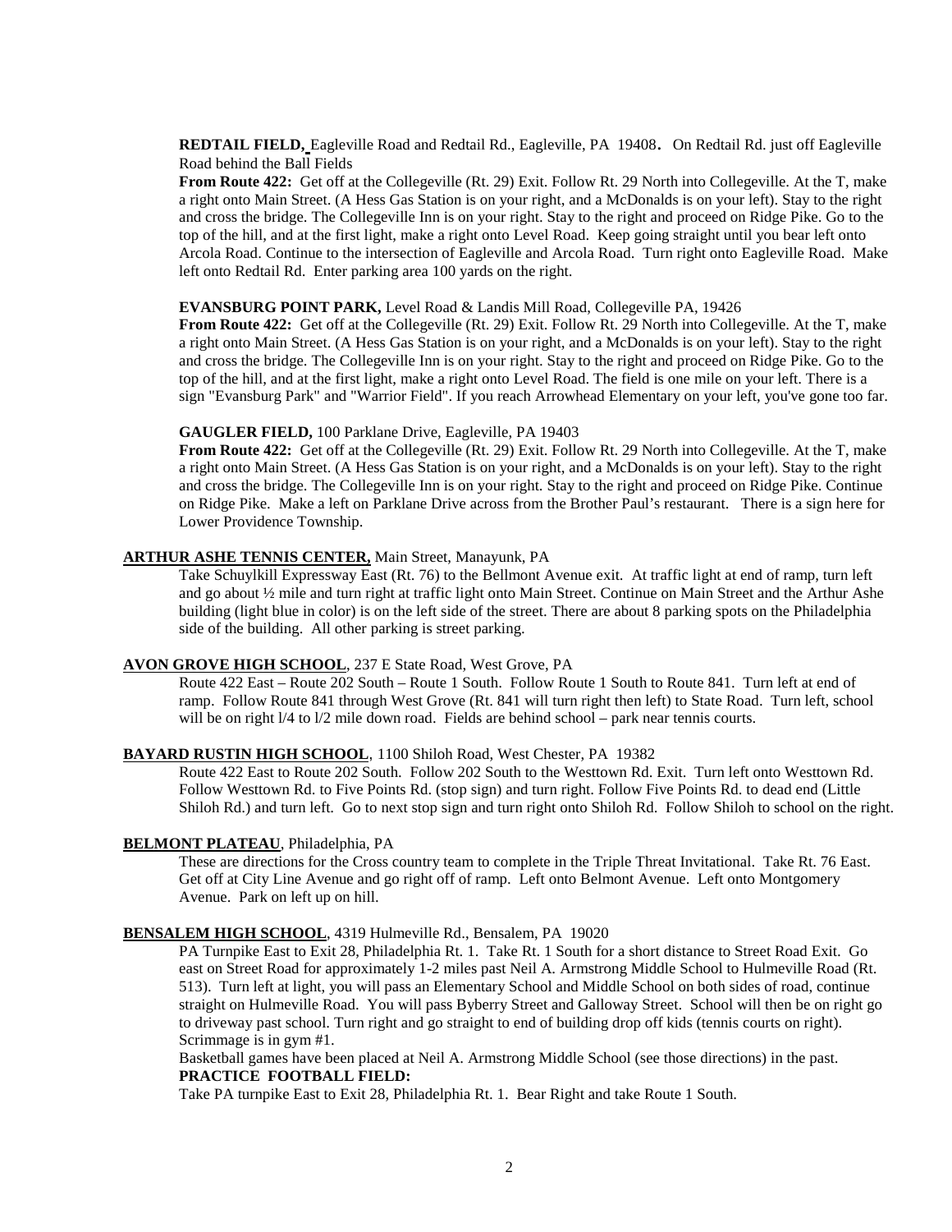**REDTAIL FIELD,** Eagleville Road and Redtail Rd., Eagleville, PA 19408. On Redtail Rd. just off Eagleville Road behind the Ball Fields

**From Route 422:** Get off at the Collegeville (Rt. 29) Exit. Follow Rt. 29 North into Collegeville. At the T, make a right onto Main Street. (A Hess Gas Station is on your right, and a McDonalds is on your left). Stay to the right and cross the bridge. The Collegeville Inn is on your right. Stay to the right and proceed on Ridge Pike. Go to the top of the hill, and at the first light, make a right onto Level Road. Keep going straight until you bear left onto Arcola Road. Continue to the intersection of Eagleville and Arcola Road. Turn right onto Eagleville Road. Make left onto Redtail Rd. Enter parking area 100 yards on the right.

**EVANSBURG POINT PARK,** Level Road & Landis Mill Road, Collegeville PA, 19426

**From Route 422:** Get off at the Collegeville (Rt. 29) Exit. Follow Rt. 29 North into Collegeville. At the T, make a right onto Main Street. (A Hess Gas Station is on your right, and a McDonalds is on your left). Stay to the right and cross the bridge. The Collegeville Inn is on your right. Stay to the right and proceed on Ridge Pike. Go to the top of the hill, and at the first light, make a right onto Level Road. The field is one mile on your left. There is a sign "Evansburg Park" and "Warrior Field". If you reach Arrowhead Elementary on your left, you've gone too far.

**GAUGLER FIELD,** 100 Parklane Drive, Eagleville, PA 19403

**From Route 422:** Get off at the Collegeville (Rt. 29) Exit. Follow Rt. 29 North into Collegeville. At the T, make a right onto Main Street. (A Hess Gas Station is on your right, and a McDonalds is on your left). Stay to the right and cross the bridge. The Collegeville Inn is on your right. Stay to the right and proceed on Ridge Pike. Continue on Ridge Pike. Make a left on Parklane Drive across from the Brother Paul's restaurant. There is a sign here for Lower Providence Township.

**ARTHUR ASHE TENNIS CENTER,** Main Street, Manayunk, PA

Take Schuylkill Expressway East (Rt. 76) to the Bellmont Avenue exit. At traffic light at end of ramp, turn left and go about ½ mile and turn right at traffic light onto Main Street. Continue on Main Street and the Arthur Ashe building (light blue in color) is on the left side of the street. There are about 8 parking spots on the Philadelphia side of the building. All other parking is street parking.

**AVON GROVE HIGH SCHOOL**, 237 E State Road, West Grove, PA

Route 422 East – Route 202 South – Route 1 South. Follow Route 1 South to Route 841. Turn left at end of ramp. Follow Route 841 through West Grove (Rt. 841 will turn right then left) to State Road. Turn left, school will be on right l/4 to l/2 mile down road. Fields are behind school – park near tennis courts.

**BAYARD RUSTIN HIGH SCHOOL**, 1100 Shiloh Road, West Chester, PA 19382

Route 422 East to Route 202 South. Follow 202 South to the Westtown Rd. Exit. Turn left onto Westtown Rd. Follow Westtown Rd. to Five Points Rd. (stop sign) and turn right. Follow Five Points Rd. to dead end (Little Shiloh Rd.) and turn left. Go to next stop sign and turn right onto Shiloh Rd. Follow Shiloh to school on the right.

**BELMONT PLATEAU**, Philadelphia, PA

These are directions for the Cross country team to complete in the Triple Threat Invitational. Take Rt. 76 East. Get off at City Line Avenue and go right off of ramp. Left onto Belmont Avenue. Left onto Montgomery Avenue. Park on left up on hill.

**BENSALEM HIGH SCHOOL**, 4319 Hulmeville Rd., Bensalem, PA 19020

PA Turnpike East to Exit 28, Philadelphia Rt. 1. Take Rt. 1 South for a short distance to Street Road Exit. Go east on Street Road for approximately 1-2 miles past Neil A. Armstrong Middle School to Hulmeville Road (Rt. 513). Turn left at light, you will pass an Elementary School and Middle School on both sides of road, continue straight on Hulmeville Road. You will pass Byberry Street and Galloway Street. School will then be on right go to driveway past school. Turn right and go straight to end of building drop off kids (tennis courts on right). Scrimmage is in gym #1.

Basketball games have been placed at Neil A. Armstrong Middle School (see those directions) in the past.

**PRACTICE FOOTBALL FIELD:**

Take PA turnpike East to Exit 28, Philadelphia Rt. 1. Bear Right and take Route 1 South.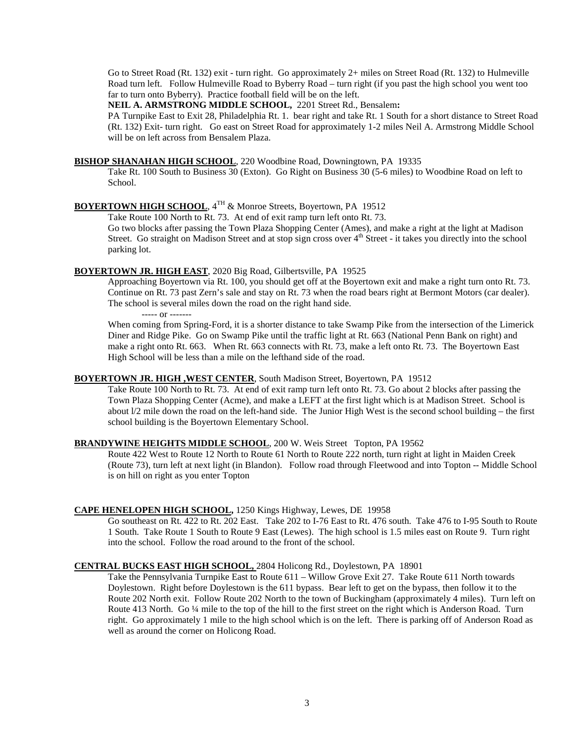Go to Street Road (Rt. 132) exit - turn right. Go approximately 2+ miles on Street Road (Rt. 132) to Hulmeville Road turn left. Follow Hulmeville Road to Byberry Road – turn right (if you past the high school you went too far to turn onto Byberry). Practice football field will be on the left.

**NEIL A. ARMSTRONG MIDDLE SCHOOL,** 2201 Street Rd., Bensalem**:**

PA Turnpike East to Exit 28, Philadelphia Rt. 1. bear right and take Rt. 1 South for a short distance to Street Road (Rt. 132) Exit- turn right. Go east on Street Road for approximately 1-2 miles Neil A. Armstrong Middle School will be on left across from Bensalem Plaza.

**BISHOP SHANAHAN HIGH SCHOOL**, 220 Woodbine Road, Downingtown, PA 19335

Take Rt. 100 South to Business 30 (Exton). Go Right on Business 30 (5-6 miles) to Woodbine Road on left to School.

**BOYERTOWN HIGH SCHOOL**, 4TH & Monroe Streets, Boyertown, PA 19512

Take Route 100 North to Rt. 73. At end of exit ramp turn left onto Rt. 73.

Go two blocks after passing the Town Plaza Shopping Center (Ames), and make a right at the light at Madison Street. Go straight on Madison Street and at stop sign cross over 4th Street - it takes you directly into the school parking lot.

**BOYERTOWN JR. HIGH EAST**, 2020 Big Road, Gilbertsville, PA 19525

Approaching Boyertown via Rt. 100, you should get off at the Boyertown exit and make a right turn onto Rt. 73. Continue on Rt. 73 past Zern's sale and stay on Rt. 73 when the road bears right at Bermont Motors (car dealer). The school is several miles down the road on the right hand side.

----- or -------

When coming from Spring-Ford, it is a shorter distance to take Swamp Pike from the intersection of the Limerick Diner and Ridge Pike. Go on Swamp Pike until the traffic light at Rt. 663 (National Penn Bank on right) and make a right onto Rt. 663. When Rt. 663 connects with Rt. 73, make a left onto Rt. 73. The Boyertown East High School will be less than a mile on the lefthand side of the road.

**BOYERTOWN JR. HIGH ,WEST CENTER**, South Madison Street, Boyertown, PA 19512

Take Route 100 North to Rt. 73. At end of exit ramp turn left onto Rt. 73. Go about 2 blocks after passing the Town Plaza Shopping Center (Acme), and make a LEFT at the first light which is at Madison Street. School is about l/2 mile down the road on the left-hand side. The Junior High West is the second school building – the first school building is the Boyertown Elementary School.

**BRANDYWINE HEIGHTS MIDDLE SCHOOL**, 200 W. Weis Street Topton, PA 19562

Route 422 West to Route 12 North to Route 61 North to Route 222 north, turn right at light in Maiden Creek (Route 73), turn left at next light (in Blandon). Follow road through Fleetwood and into Topton -- Middle School is on hill on right as you enter Topton

**CAPE HENELOPEN HIGH SCHOOL,** 1250 Kings Highway, Lewes, DE 19958

Go southeast on Rt. 422 to Rt. 202 East. Take 202 to I-76 East to Rt. 476 south. Take 476 to I-95 South to Route 1 South. Take Route 1 South to Route 9 East (Lewes). The high school is 1.5 miles east on Route 9. Turn right into the school. Follow the road around to the front of the school.

**CENTRAL BUCKS EAST HIGH SCHOOL,** 2804 Holicong Rd., Doylestown, PA 18901

Take the Pennsylvania Turnpike East to Route 611 – Willow Grove Exit 27. Take Route 611 North towards Doylestown. Right before Doylestown is the 611 bypass. Bear left to get on the bypass, then follow it to the Route 202 North exit. Follow Route 202 North to the town of Buckingham (approximately 4 miles). Turn left on Route 413 North. Go ¼ mile to the top of the hill to the first street on the right which is Anderson Road. Turn right. Go approximately 1 mile to the high school which is on the left. There is parking off of Anderson Road as well as around the corner on Holicong Road.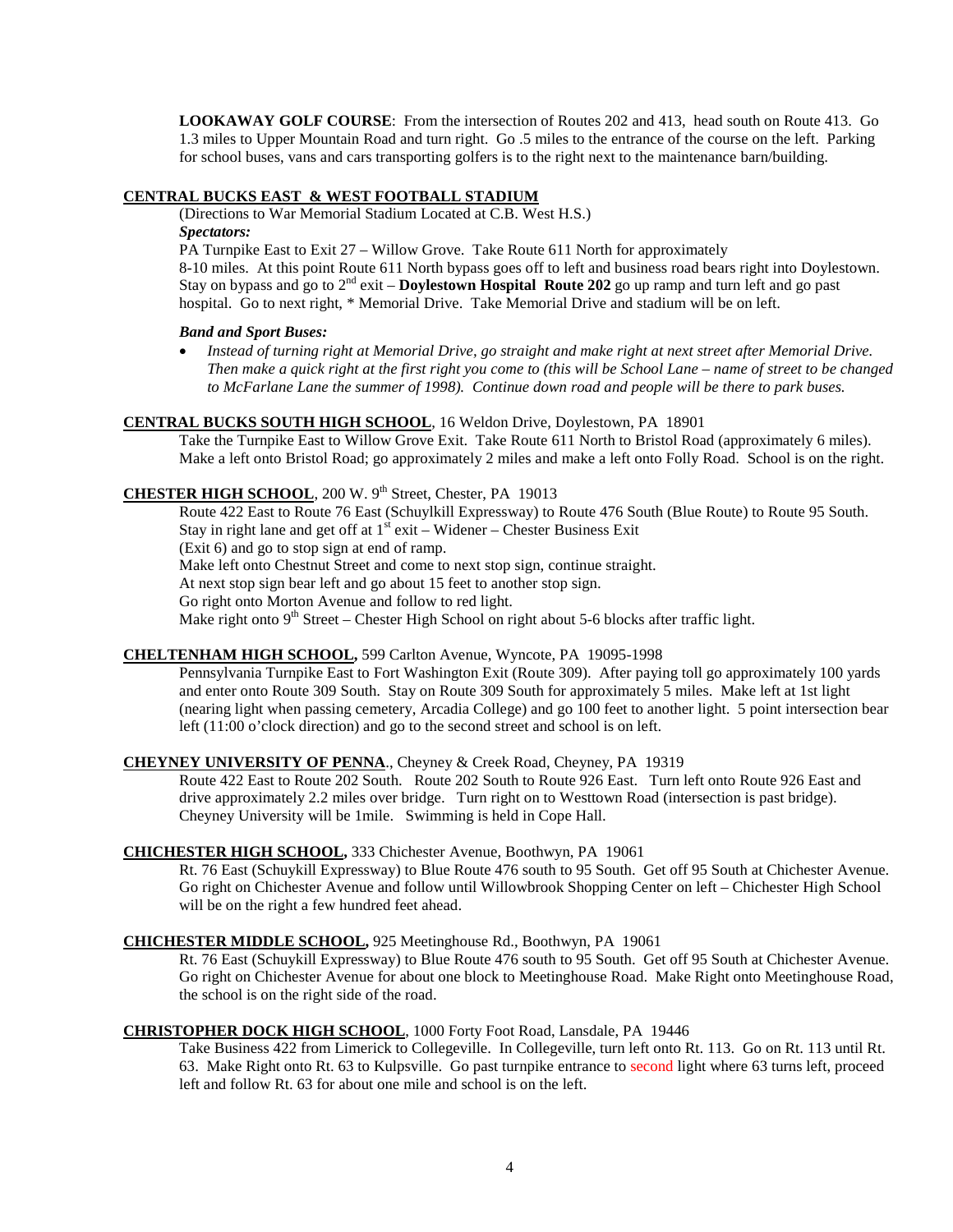**LOOKAWAY GOLF COURSE**: From the intersection of Routes 202 and 413, head south on Route 413. Go 1.3 miles to Upper Mountain Road and turn right. Go .5 miles to the entrance of the course on the left. Parking for school buses, vans and cars transporting golfers is to the right next to the maintenance barn/building.

**CENTRAL BUCKS EAST & WEST FOOTBALL STADIUM**

(Directions to War Memorial Stadium Located at C.B. West H.S.)

***Spectators:***

PA Turnpike East to Exit 27 – Willow Grove. Take Route 611 North for approximately 8-10 miles. At this point Route 611 North bypass goes off to left and business road bears right into Doylestown. Stay on bypass and go to 2nd exit – **Doylestown Hospital Route 202** go up ramp and turn left and go past hospital. Go to next right, * Memorial Drive. Take Memorial Drive and stadium will be on left.

***Band and Sport Buses:***

- *Instead of turning right at Memorial Drive, go straight and make right at next street after Memorial Drive. Then make a quick right at the first right you come to (this will be School Lane – name of street to be changed to McFarlane Lane the summer of 1998). Continue down road and people will be there to park buses.*

**CENTRAL BUCKS SOUTH HIGH SCHOOL**, 16 Weldon Drive, Doylestown, PA 18901

Take the Turnpike East to Willow Grove Exit. Take Route 611 North to Bristol Road (approximately 6 miles). Make a left onto Bristol Road; go approximately 2 miles and make a left onto Folly Road. School is on the right.

**CHESTER HIGH SCHOOL**, 200 W. 9th Street, Chester, PA 19013

Route 422 East to Route 76 East (Schuylkill Expressway) to Route 476 South (Blue Route) to Route 95 South. Stay in right lane and get off at 1st exit – Widener – Chester Business Exit (Exit 6) and go to stop sign at end of ramp.
Make left onto Chestnut Street and come to next stop sign, continue straight.
At next stop sign bear left and go about 15 feet to another stop sign.
Go right onto Morton Avenue and follow to red light.
Make right onto 9th Street – Chester High School on right about 5-6 blocks after traffic light.

**CHELTENHAM HIGH SCHOOL,** 599 Carlton Avenue, Wyncote, PA 19095-1998

Pennsylvania Turnpike East to Fort Washington Exit (Route 309). After paying toll go approximately 100 yards and enter onto Route 309 South. Stay on Route 309 South for approximately 5 miles. Make left at 1st light (nearing light when passing cemetery, Arcadia College) and go 100 feet to another light. 5 point intersection bear left (11:00 o'clock direction) and go to the second street and school is on left.

**CHEYNEY UNIVERSITY OF PENNA**., Cheyney & Creek Road, Cheyney, PA 19319

Route 422 East to Route 202 South. Route 202 South to Route 926 East. Turn left onto Route 926 East and drive approximately 2.2 miles over bridge. Turn right on to Westtown Road (intersection is past bridge). Cheyney University will be 1mile. Swimming is held in Cope Hall.

**CHICHESTER HIGH SCHOOL,** 333 Chichester Avenue, Boothwyn, PA 19061

Rt. 76 East (Schuykill Expressway) to Blue Route 476 south to 95 South. Get off 95 South at Chichester Avenue. Go right on Chichester Avenue and follow until Willowbrook Shopping Center on left – Chichester High School will be on the right a few hundred feet ahead.

**CHICHESTER MIDDLE SCHOOL,** 925 Meetinghouse Rd., Boothwyn, PA 19061

Rt. 76 East (Schuykill Expressway) to Blue Route 476 south to 95 South. Get off 95 South at Chichester Avenue. Go right on Chichester Avenue for about one block to Meetinghouse Road. Make Right onto Meetinghouse Road, the school is on the right side of the road.

**CHRISTOPHER DOCK HIGH SCHOOL**, 1000 Forty Foot Road, Lansdale, PA 19446

Take Business 422 from Limerick to Collegeville. In Collegeville, turn left onto Rt. 113. Go on Rt. 113 until Rt. 63. Make Right onto Rt. 63 to Kulpsville. Go past turnpike entrance to second light where 63 turns left, proceed left and follow Rt. 63 for about one mile and school is on the left.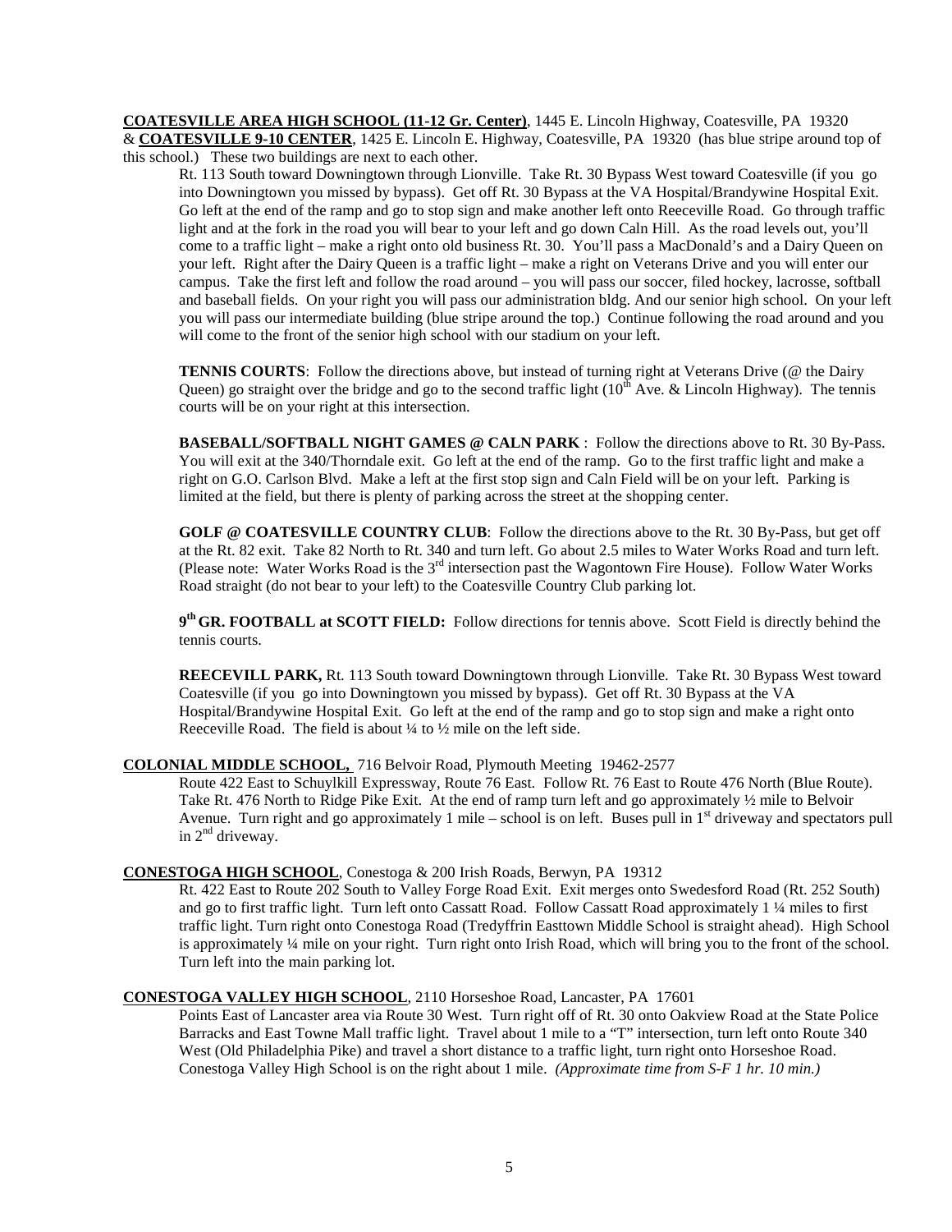**<u>COATESVILLE AREA HIGH SCHOOL (11-12 Gr. Center)</u>**, 1445 E. Lincoln Highway, Coatesville, PA 19320 & **<u>COATESVILLE 9-10 CENTER</u>**, 1425 E. Lincoln E. Highway, Coatesville, PA 19320 (has blue stripe around top of this school.) These two buildings are next to each other.

Rt. 113 South toward Downingtown through Lionville. Take Rt. 30 Bypass West toward Coatesville (if you go into Downingtown you missed by bypass). Get off Rt. 30 Bypass at the VA Hospital/Brandywine Hospital Exit. Go left at the end of the ramp and go to stop sign and make another left onto Reeceville Road. Go through traffic light and at the fork in the road you will bear to your left and go down Caln Hill. As the road levels out, you'll come to a traffic light – make a right onto old business Rt. 30. You'll pass a MacDonald's and a Dairy Queen on your left. Right after the Dairy Queen is a traffic light – make a right on Veterans Drive and you will enter our campus. Take the first left and follow the road around – you will pass our soccer, filed hockey, lacrosse, softball and baseball fields. On your right you will pass our administration bldg. And our senior high school. On your left you will pass our intermediate building (blue stripe around the top.) Continue following the road around and you will come to the front of the senior high school with our stadium on your left.

**TENNIS COURTS**: Follow the directions above, but instead of turning right at Veterans Drive (@ the Dairy Queen) go straight over the bridge and go to the second traffic light (10th Ave. & Lincoln Highway). The tennis courts will be on your right at this intersection.

**BASEBALL/SOFTBALL NIGHT GAMES @ CALN PARK** : Follow the directions above to Rt. 30 By-Pass. You will exit at the 340/Thorndale exit. Go left at the end of the ramp. Go to the first traffic light and make a right on G.O. Carlson Blvd. Make a left at the first stop sign and Caln Field will be on your left. Parking is limited at the field, but there is plenty of parking across the street at the shopping center.

**GOLF @ COATESVILLE COUNTRY CLUB**: Follow the directions above to the Rt. 30 By-Pass, but get off at the Rt. 82 exit. Take 82 North to Rt. 340 and turn left. Go about 2.5 miles to Water Works Road and turn left. (Please note: Water Works Road is the 3rd intersection past the Wagontown Fire House). Follow Water Works Road straight (do not bear to your left) to the Coatesville Country Club parking lot.

**9th GR. FOOTBALL at SCOTT FIELD:** Follow directions for tennis above. Scott Field is directly behind the tennis courts.

**REECEVILL PARK,** Rt. 113 South toward Downingtown through Lionville. Take Rt. 30 Bypass West toward Coatesville (if you go into Downingtown you missed by bypass). Get off Rt. 30 Bypass at the VA Hospital/Brandywine Hospital Exit. Go left at the end of the ramp and go to stop sign and make a right onto Reeceville Road. The field is about ¼ to ½ mile on the left side.

**<u>COLONIAL MIDDLE SCHOOL,</u>** 716 Belvoir Road, Plymouth Meeting 19462-2577

Route 422 East to Schuylkill Expressway, Route 76 East. Follow Rt. 76 East to Route 476 North (Blue Route). Take Rt. 476 North to Ridge Pike Exit. At the end of ramp turn left and go approximately ½ mile to Belvoir Avenue. Turn right and go approximately 1 mile – school is on left. Buses pull in 1st driveway and spectators pull in 2nd driveway.

**<u>CONESTOGA HIGH SCHOOL</u>**, Conestoga & 200 Irish Roads, Berwyn, PA 19312

Rt. 422 East to Route 202 South to Valley Forge Road Exit. Exit merges onto Swedesford Road (Rt. 252 South) and go to first traffic light. Turn left onto Cassatt Road. Follow Cassatt Road approximately 1 ¼ miles to first traffic light. Turn right onto Conestoga Road (Tredyffrin Easttown Middle School is straight ahead). High School is approximately ¼ mile on your right. Turn right onto Irish Road, which will bring you to the front of the school. Turn left into the main parking lot.

**<u>CONESTOGA VALLEY HIGH SCHOOL</u>**, 2110 Horseshoe Road, Lancaster, PA 17601

Points East of Lancaster area via Route 30 West. Turn right off of Rt. 30 onto Oakview Road at the State Police Barracks and East Towne Mall traffic light. Travel about 1 mile to a "T" intersection, turn left onto Route 340 West (Old Philadelphia Pike) and travel a short distance to a traffic light, turn right onto Horseshoe Road. Conestoga Valley High School is on the right about 1 mile. *(Approximate time from S-F 1 hr. 10 min.)*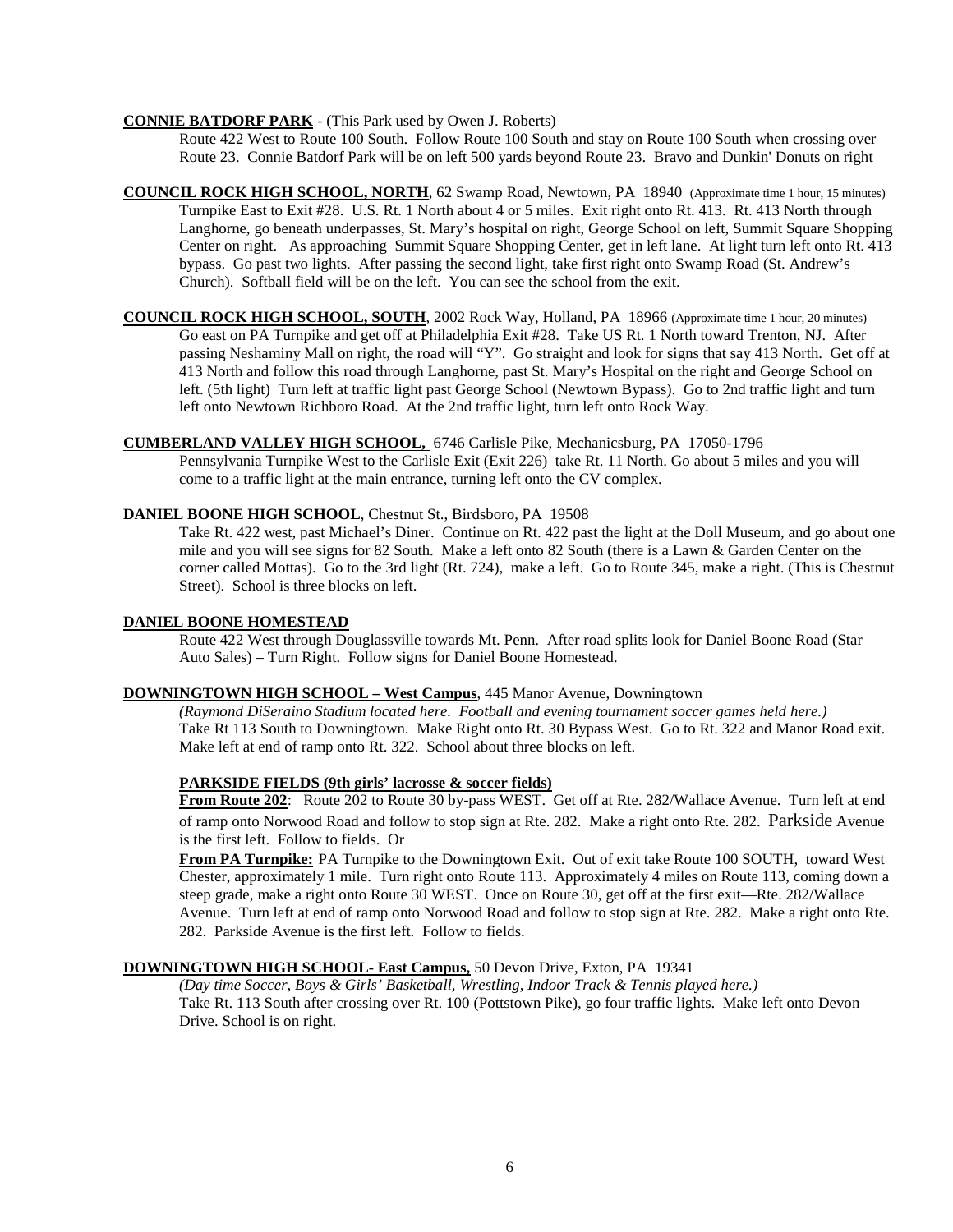**CONNIE BATDORF PARK** - (This Park used by Owen J. Roberts)

Route 422 West to Route 100 South. Follow Route 100 South and stay on Route 100 South when crossing over Route 23. Connie Batdorf Park will be on left 500 yards beyond Route 23. Bravo and Dunkin' Donuts on right

**COUNCIL ROCK HIGH SCHOOL, NORTH**, 62 Swamp Road, Newtown, PA 18940 (Approximate time 1 hour, 15 minutes)

Turnpike East to Exit #28. U.S. Rt. 1 North about 4 or 5 miles. Exit right onto Rt. 413. Rt. 413 North through Langhorne, go beneath underpasses, St. Mary's hospital on right, George School on left, Summit Square Shopping Center on right. As approaching Summit Square Shopping Center, get in left lane. At light turn left onto Rt. 413 bypass. Go past two lights. After passing the second light, take first right onto Swamp Road (St. Andrew's Church). Softball field will be on the left. You can see the school from the exit.

**COUNCIL ROCK HIGH SCHOOL, SOUTH**, 2002 Rock Way, Holland, PA 18966 (Approximate time 1 hour, 20 minutes)

Go east on PA Turnpike and get off at Philadelphia Exit #28. Take US Rt. 1 North toward Trenton, NJ. After passing Neshaminy Mall on right, the road will "Y". Go straight and look for signs that say 413 North. Get off at 413 North and follow this road through Langhorne, past St. Mary's Hospital on the right and George School on left. (5th light) Turn left at traffic light past George School (Newtown Bypass). Go to 2nd traffic light and turn left onto Newtown Richboro Road. At the 2nd traffic light, turn left onto Rock Way.

**CUMBERLAND VALLEY HIGH SCHOOL,** 6746 Carlisle Pike, Mechanicsburg, PA 17050-1796

Pennsylvania Turnpike West to the Carlisle Exit (Exit 226) take Rt. 11 North. Go about 5 miles and you will come to a traffic light at the main entrance, turning left onto the CV complex.

**DANIEL BOONE HIGH SCHOOL**, Chestnut St., Birdsboro, PA 19508

Take Rt. 422 west, past Michael's Diner. Continue on Rt. 422 past the light at the Doll Museum, and go about one mile and you will see signs for 82 South. Make a left onto 82 South (there is a Lawn & Garden Center on the corner called Mottas). Go to the 3rd light (Rt. 724), make a left. Go to Route 345, make a right. (This is Chestnut Street). School is three blocks on left.

**DANIEL BOONE HOMESTEAD**

Route 422 West through Douglassville towards Mt. Penn. After road splits look for Daniel Boone Road (Star Auto Sales) – Turn Right. Follow signs for Daniel Boone Homestead.

**DOWNINGTOWN HIGH SCHOOL – West Campus**, 445 Manor Avenue, Downingtown

*(Raymond DiSeraino Stadium located here. Football and evening tournament soccer games held here.)*

Take Rt 113 South to Downingtown. Make Right onto Rt. 30 Bypass West. Go to Rt. 322 and Manor Road exit. Make left at end of ramp onto Rt. 322. School about three blocks on left.

**PARKSIDE FIELDS (9th girls' lacrosse & soccer fields)**

**From Route 202**: Route 202 to Route 30 by-pass WEST. Get off at Rte. 282/Wallace Avenue. Turn left at end of ramp onto Norwood Road and follow to stop sign at Rte. 282. Make a right onto Rte. 282. Parkside Avenue is the first left. Follow to fields. Or

**From PA Turnpike:** PA Turnpike to the Downingtown Exit. Out of exit take Route 100 SOUTH, toward West Chester, approximately 1 mile. Turn right onto Route 113. Approximately 4 miles on Route 113, coming down a steep grade, make a right onto Route 30 WEST. Once on Route 30, get off at the first exit—Rte. 282/Wallace Avenue. Turn left at end of ramp onto Norwood Road and follow to stop sign at Rte. 282. Make a right onto Rte. 282. Parkside Avenue is the first left. Follow to fields.

**DOWNINGTOWN HIGH SCHOOL- East Campus,** 50 Devon Drive, Exton, PA 19341

*(Day time Soccer, Boys & Girls' Basketball, Wrestling, Indoor Track & Tennis played here.)*

Take Rt. 113 South after crossing over Rt. 100 (Pottstown Pike), go four traffic lights. Make left onto Devon Drive. School is on right.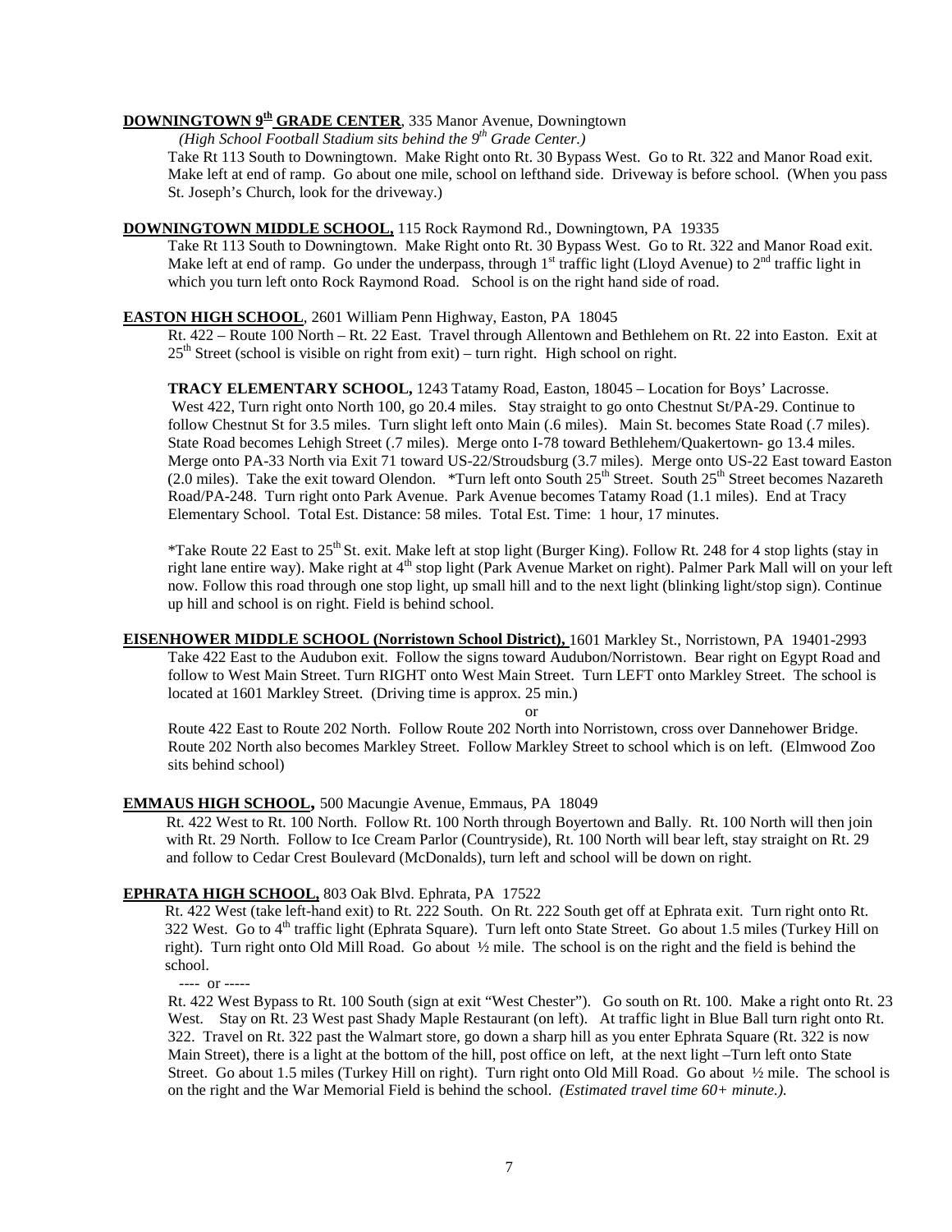**DOWNINGTOWN 9th GRADE CENTER**, 335 Manor Avenue, Downingtown

*(High School Football Stadium sits behind the 9th Grade Center.)*

Take Rt 113 South to Downingtown. Make Right onto Rt. 30 Bypass West. Go to Rt. 322 and Manor Road exit. Make left at end of ramp. Go about one mile, school on lefthand side. Driveway is before school. (When you pass St. Joseph's Church, look for the driveway.)

**DOWNINGTOWN MIDDLE SCHOOL,** 115 Rock Raymond Rd., Downingtown, PA 19335

Take Rt 113 South to Downingtown. Make Right onto Rt. 30 Bypass West. Go to Rt. 322 and Manor Road exit. Make left at end of ramp. Go under the underpass, through 1st traffic light (Lloyd Avenue) to 2nd traffic light in which you turn left onto Rock Raymond Road. School is on the right hand side of road.

**EASTON HIGH SCHOOL**, 2601 William Penn Highway, Easton, PA 18045

Rt. 422 – Route 100 North – Rt. 22 East. Travel through Allentown and Bethlehem on Rt. 22 into Easton. Exit at 25th Street (school is visible on right from exit) – turn right. High school on right.

**TRACY ELEMENTARY SCHOOL,** 1243 Tatamy Road, Easton, 18045 – Location for Boys' Lacrosse.
West 422, Turn right onto North 100, go 20.4 miles. Stay straight to go onto Chestnut St/PA-29. Continue to follow Chestnut St for 3.5 miles. Turn slight left onto Main (.6 miles). Main St. becomes State Road (.7 miles). State Road becomes Lehigh Street (.7 miles). Merge onto I-78 toward Bethlehem/Quakertown- go 13.4 miles. Merge onto PA-33 North via Exit 71 toward US-22/Stroudsburg (3.7 miles). Merge onto US-22 East toward Easton (2.0 miles). Take the exit toward Olendon. *Turn left onto South 25th Street. South 25th Street becomes Nazareth Road/PA-248. Turn right onto Park Avenue. Park Avenue becomes Tatamy Road (1.1 miles). End at Tracy Elementary School. Total Est. Distance: 58 miles. Total Est. Time: 1 hour, 17 minutes.

*Take Route 22 East to 25th St. exit. Make left at stop light (Burger King). Follow Rt. 248 for 4 stop lights (stay in right lane entire way). Make right at 4th stop light (Park Avenue Market on right). Palmer Park Mall will on your left now. Follow this road through one stop light, up small hill and to the next light (blinking light/stop sign). Continue up hill and school is on right. Field is behind school.

**EISENHOWER MIDDLE SCHOOL (Norristown School District),** 1601 Markley St., Norristown, PA 19401-2993

Take 422 East to the Audubon exit. Follow the signs toward Audubon/Norristown. Bear right on Egypt Road and follow to West Main Street. Turn RIGHT onto West Main Street. Turn LEFT onto Markley Street. The school is located at 1601 Markley Street. (Driving time is approx. 25 min.)

or

Route 422 East to Route 202 North. Follow Route 202 North into Norristown, cross over Dannehower Bridge. Route 202 North also becomes Markley Street. Follow Markley Street to school which is on left. (Elmwood Zoo sits behind school)

**EMMAUS HIGH SCHOOL,** 500 Macungie Avenue, Emmaus, PA 18049

Rt. 422 West to Rt. 100 North. Follow Rt. 100 North through Boyertown and Bally. Rt. 100 North will then join with Rt. 29 North. Follow to Ice Cream Parlor (Countryside), Rt. 100 North will bear left, stay straight on Rt. 29 and follow to Cedar Crest Boulevard (McDonalds), turn left and school will be down on right.

**EPHRATA HIGH SCHOOL,** 803 Oak Blvd. Ephrata, PA 17522

Rt. 422 West (take left-hand exit) to Rt. 222 South. On Rt. 222 South get off at Ephrata exit. Turn right onto Rt. 322 West. Go to 4th traffic light (Ephrata Square). Turn left onto State Street. Go about 1.5 miles (Turkey Hill on right). Turn right onto Old Mill Road. Go about ½ mile. The school is on the right and the field is behind the school.

---- or -----

Rt. 422 West Bypass to Rt. 100 South (sign at exit "West Chester"). Go south on Rt. 100. Make a right onto Rt. 23 West. Stay on Rt. 23 West past Shady Maple Restaurant (on left). At traffic light in Blue Ball turn right onto Rt. 322. Travel on Rt. 322 past the Walmart store, go down a sharp hill as you enter Ephrata Square (Rt. 322 is now Main Street), there is a light at the bottom of the hill, post office on left, at the next light –Turn left onto State Street. Go about 1.5 miles (Turkey Hill on right). Turn right onto Old Mill Road. Go about ½ mile. The school is on the right and the War Memorial Field is behind the school. *(Estimated travel time 60+ minute.).*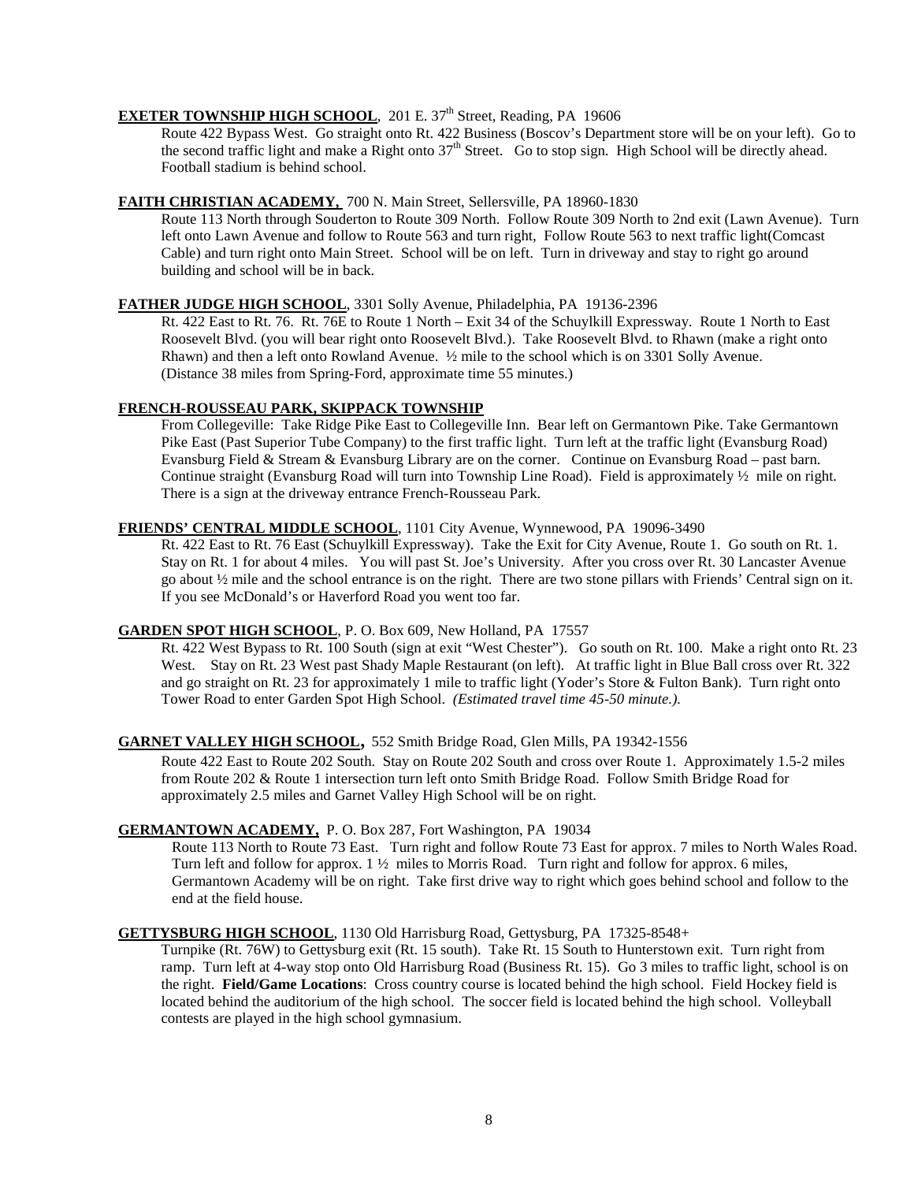**EXETER TOWNSHIP HIGH SCHOOL**, 201 E. 37th Street, Reading, PA 19606

Route 422 Bypass West. Go straight onto Rt. 422 Business (Boscov's Department store will be on your left). Go to the second traffic light and make a Right onto 37th Street. Go to stop sign. High School will be directly ahead. Football stadium is behind school.

**FAITH CHRISTIAN ACADEMY,** 700 N. Main Street, Sellersville, PA 18960-1830

Route 113 North through Souderton to Route 309 North. Follow Route 309 North to 2nd exit (Lawn Avenue). Turn left onto Lawn Avenue and follow to Route 563 and turn right, Follow Route 563 to next traffic light(Comcast Cable) and turn right onto Main Street. School will be on left. Turn in driveway and stay to right go around building and school will be in back.

**FATHER JUDGE HIGH SCHOOL**, 3301 Solly Avenue, Philadelphia, PA 19136-2396

Rt. 422 East to Rt. 76. Rt. 76E to Route 1 North – Exit 34 of the Schuylkill Expressway. Route 1 North to East Roosevelt Blvd. (you will bear right onto Roosevelt Blvd.). Take Roosevelt Blvd. to Rhawn (make a right onto Rhawn) and then a left onto Rowland Avenue. ½ mile to the school which is on 3301 Solly Avenue. (Distance 38 miles from Spring-Ford, approximate time 55 minutes.)

**FRENCH-ROUSSEAU PARK, SKIPPACK TOWNSHIP**

From Collegeville: Take Ridge Pike East to Collegeville Inn. Bear left on Germantown Pike. Take Germantown Pike East (Past Superior Tube Company) to the first traffic light. Turn left at the traffic light (Evansburg Road) Evansburg Field & Stream & Evansburg Library are on the corner. Continue on Evansburg Road – past barn. Continue straight (Evansburg Road will turn into Township Line Road). Field is approximately ½ mile on right. There is a sign at the driveway entrance French-Rousseau Park.

**FRIENDS' CENTRAL MIDDLE SCHOOL**, 1101 City Avenue, Wynnewood, PA 19096-3490

Rt. 422 East to Rt. 76 East (Schuylkill Expressway). Take the Exit for City Avenue, Route 1. Go south on Rt. 1. Stay on Rt. 1 for about 4 miles. You will past St. Joe's University. After you cross over Rt. 30 Lancaster Avenue go about ½ mile and the school entrance is on the right. There are two stone pillars with Friends' Central sign on it. If you see McDonald's or Haverford Road you went too far.

**GARDEN SPOT HIGH SCHOOL**, P. O. Box 609, New Holland, PA 17557

Rt. 422 West Bypass to Rt. 100 South (sign at exit "West Chester"). Go south on Rt. 100. Make a right onto Rt. 23 West. Stay on Rt. 23 West past Shady Maple Restaurant (on left). At traffic light in Blue Ball cross over Rt. 322 and go straight on Rt. 23 for approximately 1 mile to traffic light (Yoder's Store & Fulton Bank). Turn right onto Tower Road to enter Garden Spot High School. *(Estimated travel time 45-50 minute.).*

**GARNET VALLEY HIGH SCHOOL,** 552 Smith Bridge Road, Glen Mills, PA 19342-1556

Route 422 East to Route 202 South. Stay on Route 202 South and cross over Route 1. Approximately 1.5-2 miles from Route 202 & Route 1 intersection turn left onto Smith Bridge Road. Follow Smith Bridge Road for approximately 2.5 miles and Garnet Valley High School will be on right.

**GERMANTOWN ACADEMY,** P. O. Box 287, Fort Washington, PA 19034

Route 113 North to Route 73 East. Turn right and follow Route 73 East for approx. 7 miles to North Wales Road. Turn left and follow for approx. 1 ½ miles to Morris Road. Turn right and follow for approx. 6 miles, Germantown Academy will be on right. Take first drive way to right which goes behind school and follow to the end at the field house.

**GETTYSBURG HIGH SCHOOL**, 1130 Old Harrisburg Road, Gettysburg, PA 17325-8548+

Turnpike (Rt. 76W) to Gettysburg exit (Rt. 15 south). Take Rt. 15 South to Hunterstown exit. Turn right from ramp. Turn left at 4-way stop onto Old Harrisburg Road (Business Rt. 15). Go 3 miles to traffic light, school is on the right. **Field/Game Locations**: Cross country course is located behind the high school. Field Hockey field is located behind the auditorium of the high school. The soccer field is located behind the high school. Volleyball contests are played in the high school gymnasium.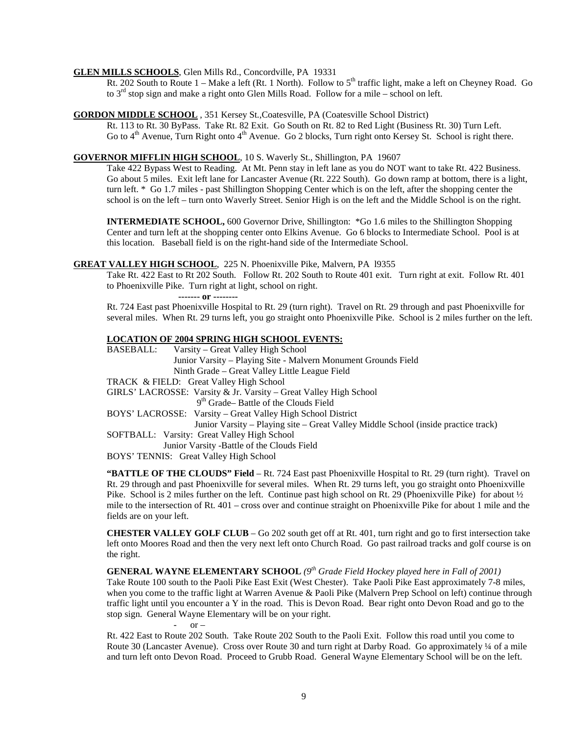**GLEN MILLS SCHOOLS**, Glen Mills Rd., Concordville, PA 19331

Rt. 202 South to Route 1 – Make a left (Rt. 1 North). Follow to 5th traffic light, make a left on Cheyney Road. Go to 3rd stop sign and make a right onto Glen Mills Road. Follow for a mile – school on left.

**GORDON MIDDLE SCHOOL** , 351 Kersey St.,Coatesville, PA (Coatesville School District)

Rt. 113 to Rt. 30 ByPass. Take Rt. 82 Exit. Go South on Rt. 82 to Red Light (Business Rt. 30) Turn Left. Go to 4th Avenue, Turn Right onto 4th Avenue. Go 2 blocks, Turn right onto Kersey St. School is right there.

**GOVERNOR MIFFLIN HIGH SCHOOL**, 10 S. Waverly St., Shillington, PA 19607

Take 422 Bypass West to Reading. At Mt. Penn stay in left lane as you do NOT want to take Rt. 422 Business. Go about 5 miles. Exit left lane for Lancaster Avenue (Rt. 222 South). Go down ramp at bottom, there is a light, turn left. * Go 1.7 miles - past Shillington Shopping Center which is on the left, after the shopping center the school is on the left – turn onto Waverly Street. Senior High is on the left and the Middle School is on the right.

**INTERMEDIATE SCHOOL,** 600 Governor Drive, Shillington: *Go 1.6 miles to the Shillington Shopping Center and turn left at the shopping center onto Elkins Avenue. Go 6 blocks to Intermediate School. Pool is at this location. Baseball field is on the right-hand side of the Intermediate School.

**GREAT VALLEY HIGH SCHOOL**, 225 N. Phoenixville Pike, Malvern, PA l9355

Take Rt. 422 East to Rt 202 South. Follow Rt. 202 South to Route 401 exit. Turn right at exit. Follow Rt. 401 to Phoenixville Pike. Turn right at light, school on right.

**------- or --------**

Rt. 724 East past Phoenixville Hospital to Rt. 29 (turn right). Travel on Rt. 29 through and past Phoenixville for several miles. When Rt. 29 turns left, you go straight onto Phoenixville Pike. School is 2 miles further on the left.

**LOCATION OF 2004 SPRING HIGH SCHOOL EVENTS:**

BASEBALL: Varsity – Great Valley High School
Junior Varsity – Playing Site - Malvern Monument Grounds Field
Ninth Grade – Great Valley Little League Field

TRACK & FIELD: Great Valley High School

GIRLS' LACROSSE: Varsity & Jr. Varsity – Great Valley High School
9th Grade– Battle of the Clouds Field

BOYS' LACROSSE: Varsity – Great Valley High School District
Junior Varsity – Playing site – Great Valley Middle School (inside practice track)

SOFTBALL: Varsity: Great Valley High School
Junior Varsity -Battle of the Clouds Field

BOYS' TENNIS: Great Valley High School

**"BATTLE OF THE CLOUDS" Field** – Rt. 724 East past Phoenixville Hospital to Rt. 29 (turn right). Travel on Rt. 29 through and past Phoenixville for several miles. When Rt. 29 turns left, you go straight onto Phoenixville Pike. School is 2 miles further on the left. Continue past high school on Rt. 29 (Phoenixville Pike) for about ½ mile to the intersection of Rt. 401 – cross over and continue straight on Phoenixville Pike for about 1 mile and the fields are on your left.

**CHESTER VALLEY GOLF CLUB** – Go 202 south get off at Rt. 401, turn right and go to first intersection take left onto Moores Road and then the very next left onto Church Road. Go past railroad tracks and golf course is on the right.

**GENERAL WAYNE ELEMENTARY SCHOOL** *(9th Grade Field Hockey played here in Fall of 2001)*
Take Route 100 south to the Paoli Pike East Exit (West Chester). Take Paoli Pike East approximately 7-8 miles, when you come to the traffic light at Warren Avenue & Paoli Pike (Malvern Prep School on left) continue through traffic light until you encounter a Y in the road. This is Devon Road. Bear right onto Devon Road and go to the stop sign. General Wayne Elementary will be on your right.

- or –

Rt. 422 East to Route 202 South. Take Route 202 South to the Paoli Exit. Follow this road until you come to Route 30 (Lancaster Avenue). Cross over Route 30 and turn right at Darby Road. Go approximately ¼ of a mile and turn left onto Devon Road. Proceed to Grubb Road. General Wayne Elementary School will be on the left.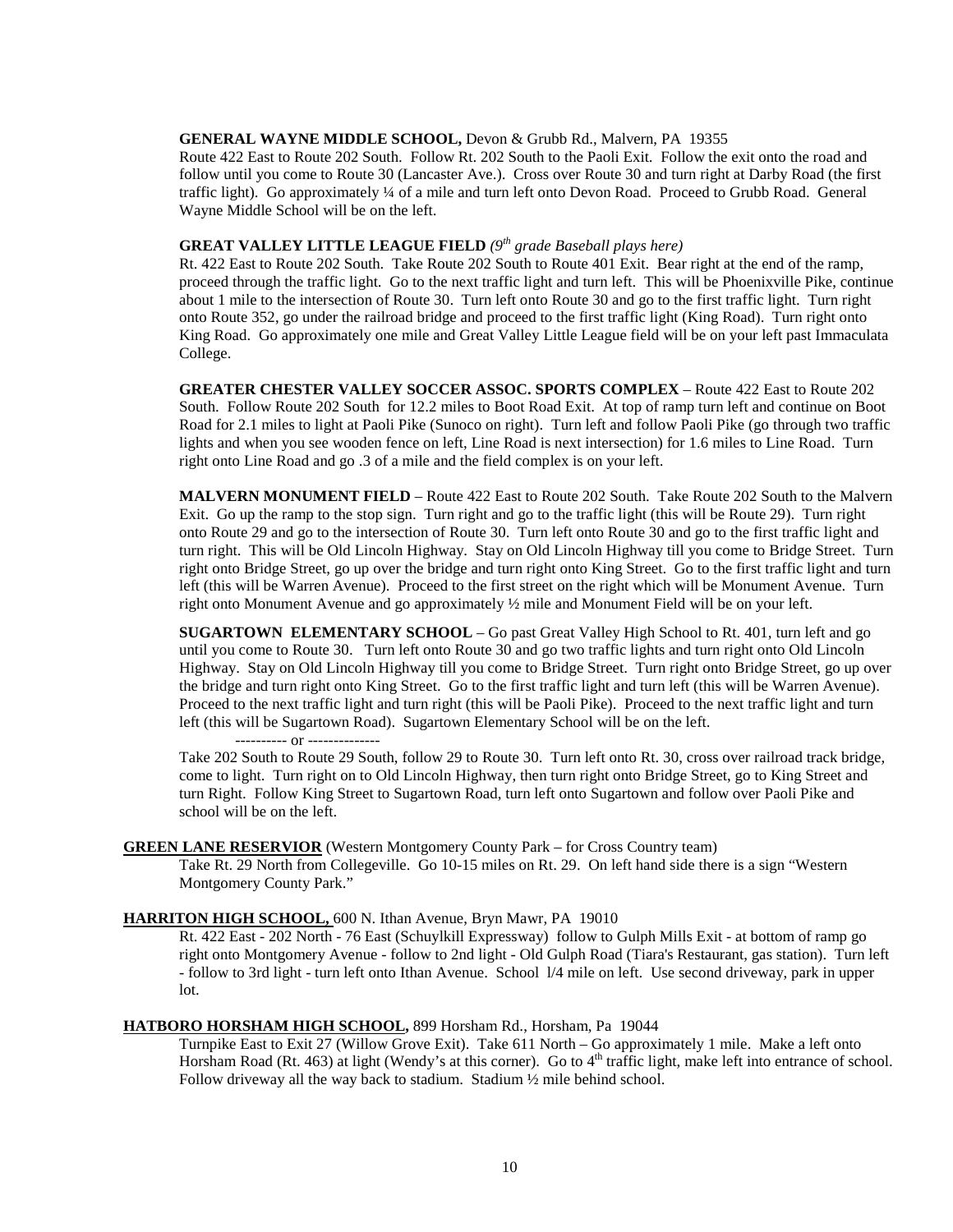**GENERAL WAYNE MIDDLE SCHOOL,** Devon & Grubb Rd., Malvern, PA 19355

Route 422 East to Route 202 South. Follow Rt. 202 South to the Paoli Exit. Follow the exit onto the road and follow until you come to Route 30 (Lancaster Ave.). Cross over Route 30 and turn right at Darby Road (the first traffic light). Go approximately ¼ of a mile and turn left onto Devon Road. Proceed to Grubb Road. General Wayne Middle School will be on the left.

**GREAT VALLEY LITTLE LEAGUE FIELD** *(9th grade Baseball plays here)*

Rt. 422 East to Route 202 South. Take Route 202 South to Route 401 Exit. Bear right at the end of the ramp, proceed through the traffic light. Go to the next traffic light and turn left. This will be Phoenixville Pike, continue about 1 mile to the intersection of Route 30. Turn left onto Route 30 and go to the first traffic light. Turn right onto Route 352, go under the railroad bridge and proceed to the first traffic light (King Road). Turn right onto King Road. Go approximately one mile and Great Valley Little League field will be on your left past Immaculata College.

**GREATER CHESTER VALLEY SOCCER ASSOC. SPORTS COMPLEX** – Route 422 East to Route 202 South. Follow Route 202 South for 12.2 miles to Boot Road Exit. At top of ramp turn left and continue on Boot Road for 2.1 miles to light at Paoli Pike (Sunoco on right). Turn left and follow Paoli Pike (go through two traffic lights and when you see wooden fence on left, Line Road is next intersection) for 1.6 miles to Line Road. Turn right onto Line Road and go .3 of a mile and the field complex is on your left.

**MALVERN MONUMENT FIELD** – Route 422 East to Route 202 South. Take Route 202 South to the Malvern Exit. Go up the ramp to the stop sign. Turn right and go to the traffic light (this will be Route 29). Turn right onto Route 29 and go to the intersection of Route 30. Turn left onto Route 30 and go to the first traffic light and turn right. This will be Old Lincoln Highway. Stay on Old Lincoln Highway till you come to Bridge Street. Turn right onto Bridge Street, go up over the bridge and turn right onto King Street. Go to the first traffic light and turn left (this will be Warren Avenue). Proceed to the first street on the right which will be Monument Avenue. Turn right onto Monument Avenue and go approximately ½ mile and Monument Field will be on your left.

**SUGARTOWN ELEMENTARY SCHOOL** – Go past Great Valley High School to Rt. 401, turn left and go until you come to Route 30. Turn left onto Route 30 and go two traffic lights and turn right onto Old Lincoln Highway. Stay on Old Lincoln Highway till you come to Bridge Street. Turn right onto Bridge Street, go up over the bridge and turn right onto King Street. Go to the first traffic light and turn left (this will be Warren Avenue). Proceed to the next traffic light and turn right (this will be Paoli Pike). Proceed to the next traffic light and turn left (this will be Sugartown Road). Sugartown Elementary School will be on the left.

---------- or --------------

Take 202 South to Route 29 South, follow 29 to Route 30. Turn left onto Rt. 30, cross over railroad track bridge, come to light. Turn right on to Old Lincoln Highway, then turn right onto Bridge Street, go to King Street and turn Right. Follow King Street to Sugartown Road, turn left onto Sugartown and follow over Paoli Pike and school will be on the left.

**GREEN LANE RESERVIOR** (Western Montgomery County Park – for Cross Country team)

Take Rt. 29 North from Collegeville. Go 10-15 miles on Rt. 29. On left hand side there is a sign "Western Montgomery County Park."

**HARRITON HIGH SCHOOL,** 600 N. Ithan Avenue, Bryn Mawr, PA 19010

Rt. 422 East - 202 North - 76 East (Schuylkill Expressway) follow to Gulph Mills Exit - at bottom of ramp go right onto Montgomery Avenue - follow to 2nd light - Old Gulph Road (Tiara's Restaurant, gas station). Turn left - follow to 3rd light - turn left onto Ithan Avenue. School l/4 mile on left. Use second driveway, park in upper lot.

**HATBORO HORSHAM HIGH SCHOOL,** 899 Horsham Rd., Horsham, Pa 19044

Turnpike East to Exit 27 (Willow Grove Exit). Take 611 North – Go approximately 1 mile. Make a left onto Horsham Road (Rt. 463) at light (Wendy's at this corner). Go to 4th traffic light, make left into entrance of school. Follow driveway all the way back to stadium. Stadium ½ mile behind school.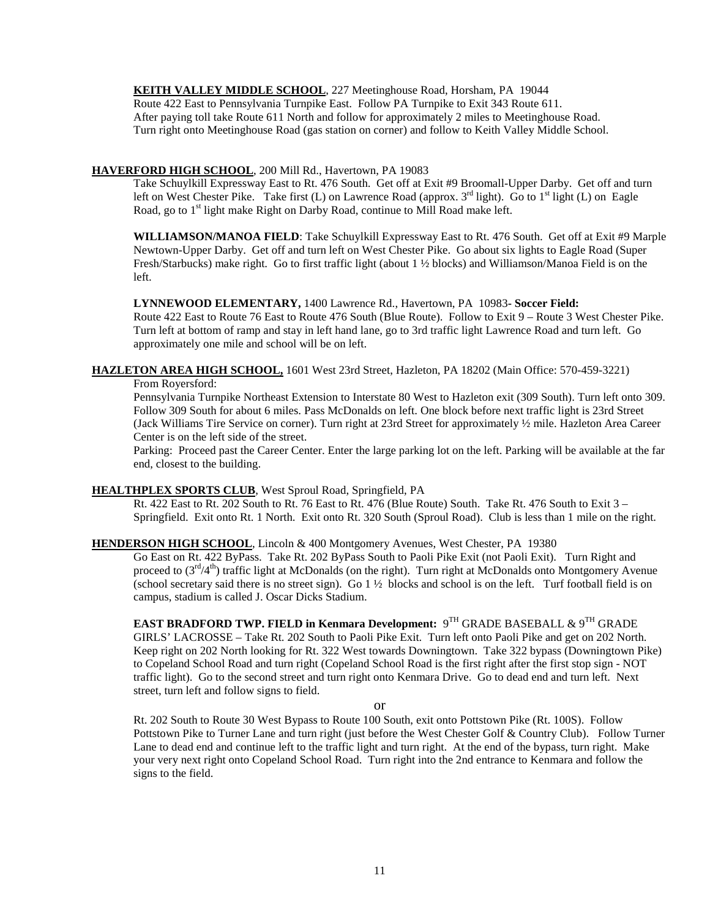**KEITH VALLEY MIDDLE SCHOOL**, 227 Meetinghouse Road, Horsham, PA 19044

Route 422 East to Pennsylvania Turnpike East. Follow PA Turnpike to Exit 343 Route 611. After paying toll take Route 611 North and follow for approximately 2 miles to Meetinghouse Road. Turn right onto Meetinghouse Road (gas station on corner) and follow to Keith Valley Middle School.

**HAVERFORD HIGH SCHOOL**, 200 Mill Rd., Havertown, PA 19083

Take Schuylkill Expressway East to Rt. 476 South. Get off at Exit #9 Broomall-Upper Darby. Get off and turn left on West Chester Pike. Take first (L) on Lawrence Road (approx. 3rd light). Go to 1st light (L) on Eagle Road, go to 1st light make Right on Darby Road, continue to Mill Road make left.

**WILLIAMSON/MANOA FIELD**: Take Schuylkill Expressway East to Rt. 476 South. Get off at Exit #9 Marple Newtown-Upper Darby. Get off and turn left on West Chester Pike. Go about six lights to Eagle Road (Super Fresh/Starbucks) make right. Go to first traffic light (about 1 ½ blocks) and Williamson/Manoa Field is on the left.

**LYNNEWOOD ELEMENTARY,** 1400 Lawrence Rd., Havertown, PA 10983- **Soccer Field:**

Route 422 East to Route 76 East to Route 476 South (Blue Route). Follow to Exit 9 – Route 3 West Chester Pike. Turn left at bottom of ramp and stay in left hand lane, go to 3rd traffic light Lawrence Road and turn left. Go approximately one mile and school will be on left.

**HAZLETON AREA HIGH SCHOOL,** 1601 West 23rd Street, Hazleton, PA 18202 (Main Office: 570-459-3221)

From Royersford:

Pennsylvania Turnpike Northeast Extension to Interstate 80 West to Hazleton exit (309 South). Turn left onto 309. Follow 309 South for about 6 miles. Pass McDonalds on left. One block before next traffic light is 23rd Street (Jack Williams Tire Service on corner). Turn right at 23rd Street for approximately ½ mile. Hazleton Area Career Center is on the left side of the street.

Parking: Proceed past the Career Center. Enter the large parking lot on the left. Parking will be available at the far end, closest to the building.

**HEALTHPLEX SPORTS CLUB**, West Sproul Road, Springfield, PA

Rt. 422 East to Rt. 202 South to Rt. 76 East to Rt. 476 (Blue Route) South. Take Rt. 476 South to Exit 3 – Springfield. Exit onto Rt. 1 North. Exit onto Rt. 320 South (Sproul Road). Club is less than 1 mile on the right.

**HENDERSON HIGH SCHOOL**, Lincoln & 400 Montgomery Avenues, West Chester, PA 19380

Go East on Rt. 422 ByPass. Take Rt. 202 ByPass South to Paoli Pike Exit (not Paoli Exit). Turn Right and proceed to (3rd/4th) traffic light at McDonalds (on the right). Turn right at McDonalds onto Montgomery Avenue (school secretary said there is no street sign). Go 1 ½ blocks and school is on the left. Turf football field is on campus, stadium is called J. Oscar Dicks Stadium.

**EAST BRADFORD TWP. FIELD in Kenmara Development:** 9TH GRADE BASEBALL & 9TH GRADE GIRLS' LACROSSE – Take Rt. 202 South to Paoli Pike Exit. Turn left onto Paoli Pike and get on 202 North. Keep right on 202 North looking for Rt. 322 West towards Downingtown. Take 322 bypass (Downingtown Pike) to Copeland School Road and turn right (Copeland School Road is the first right after the first stop sign - NOT traffic light). Go to the second street and turn right onto Kenmara Drive. Go to dead end and turn left. Next street, turn left and follow signs to field.

or

Rt. 202 South to Route 30 West Bypass to Route 100 South, exit onto Pottstown Pike (Rt. 100S). Follow Pottstown Pike to Turner Lane and turn right (just before the West Chester Golf & Country Club). Follow Turner Lane to dead end and continue left to the traffic light and turn right. At the end of the bypass, turn right. Make your very next right onto Copeland School Road. Turn right into the 2nd entrance to Kenmara and follow the signs to the field.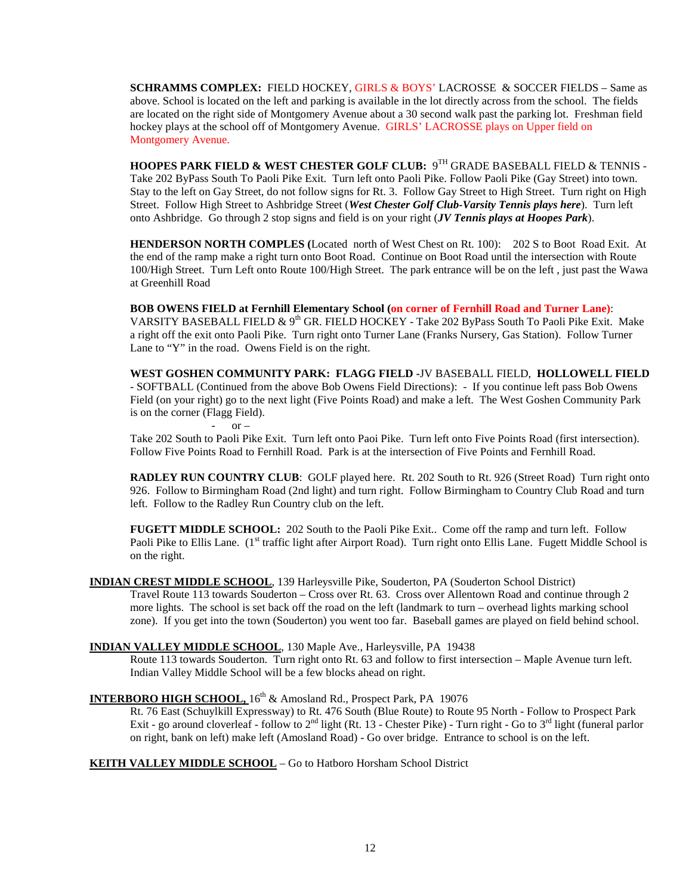**SCHRAMMS COMPLEX:** FIELD HOCKEY, GIRLS & BOYS' LACROSSE & SOCCER FIELDS – Same as above. School is located on the left and parking is available in the lot directly across from the school. The fields are located on the right side of Montgomery Avenue about a 30 second walk past the parking lot. Freshman field hockey plays at the school off of Montgomery Avenue. GIRLS' LACROSSE plays on Upper field on Montgomery Avenue.

**HOOPES PARK FIELD & WEST CHESTER GOLF CLUB:** 9TH GRADE BASEBALL FIELD & TENNIS - Take 202 ByPass South To Paoli Pike Exit. Turn left onto Paoli Pike. Follow Paoli Pike (Gay Street) into town. Stay to the left on Gay Street, do not follow signs for Rt. 3. Follow Gay Street to High Street. Turn right on High Street. Follow High Street to Ashbridge Street (***West Chester Golf Club-Varsity Tennis plays here***). Turn left onto Ashbridge. Go through 2 stop signs and field is on your right (***JV Tennis plays at Hoopes Park***).

**HENDERSON NORTH COMPLES (**Located north of West Chest on Rt. 100): 202 S to Boot Road Exit. At the end of the ramp make a right turn onto Boot Road. Continue on Boot Road until the intersection with Route 100/High Street. Turn Left onto Route 100/High Street. The park entrance will be on the left , just past the Wawa at Greenhill Road

**BOB OWENS FIELD at Fernhill Elementary School (on corner of Fernhill Road and Turner Lane)**: VARSITY BASEBALL FIELD & 9th GR. FIELD HOCKEY - Take 202 ByPass South To Paoli Pike Exit. Make a right off the exit onto Paoli Pike. Turn right onto Turner Lane (Franks Nursery, Gas Station). Follow Turner Lane to "Y" in the road. Owens Field is on the right.

**WEST GOSHEN COMMUNITY PARK: FLAGG FIELD** -JV BASEBALL FIELD, **HOLLOWELL FIELD** - SOFTBALL (Continued from the above Bob Owens Field Directions): - If you continue left pass Bob Owens Field (on your right) go to the next light (Five Points Road) and make a left. The West Goshen Community Park is on the corner (Flagg Field).

- or –

Take 202 South to Paoli Pike Exit. Turn left onto Paoi Pike. Turn left onto Five Points Road (first intersection). Follow Five Points Road to Fernhill Road. Park is at the intersection of Five Points and Fernhill Road.

**RADLEY RUN COUNTRY CLUB**: GOLF played here. Rt. 202 South to Rt. 926 (Street Road) Turn right onto 926. Follow to Birmingham Road (2nd light) and turn right. Follow Birmingham to Country Club Road and turn left. Follow to the Radley Run Country club on the left.

**FUGETT MIDDLE SCHOOL:** 202 South to the Paoli Pike Exit.. Come off the ramp and turn left. Follow Paoli Pike to Ellis Lane. (1st traffic light after Airport Road). Turn right onto Ellis Lane. Fugett Middle School is on the right.

**INDIAN CREST MIDDLE SCHOOL**, 139 Harleysville Pike, Souderton, PA (Souderton School District)

Travel Route 113 towards Souderton – Cross over Rt. 63. Cross over Allentown Road and continue through 2 more lights. The school is set back off the road on the left (landmark to turn – overhead lights marking school zone). If you get into the town (Souderton) you went too far. Baseball games are played on field behind school.

**INDIAN VALLEY MIDDLE SCHOOL**, 130 Maple Ave., Harleysville, PA 19438

Route 113 towards Souderton. Turn right onto Rt. 63 and follow to first intersection – Maple Avenue turn left. Indian Valley Middle School will be a few blocks ahead on right.

**INTERBORO HIGH SCHOOL,** 16th & Amosland Rd., Prospect Park, PA 19076

Rt. 76 East (Schuylkill Expressway) to Rt. 476 South (Blue Route) to Route 95 North - Follow to Prospect Park Exit - go around cloverleaf - follow to 2nd light (Rt. 13 - Chester Pike) - Turn right - Go to 3rd light (funeral parlor on right, bank on left) make left (Amosland Road) - Go over bridge. Entrance to school is on the left.

**KEITH VALLEY MIDDLE SCHOOL** – Go to Hatboro Horsham School District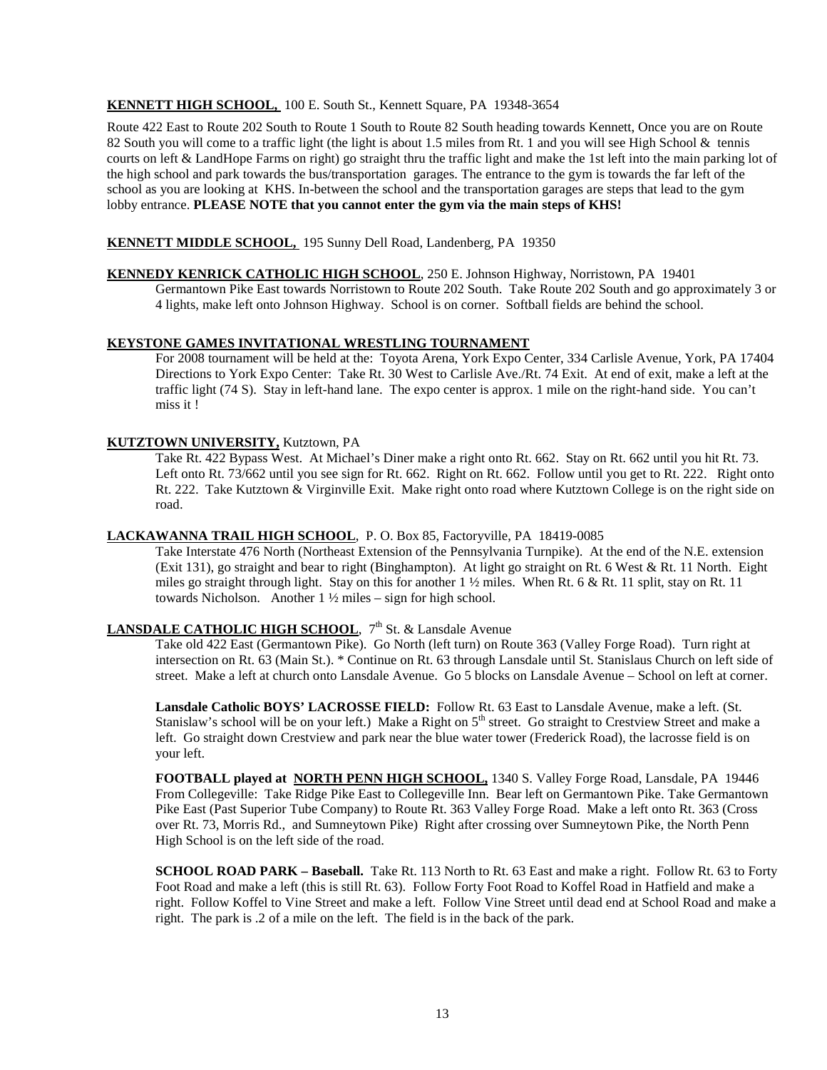**KENNETT HIGH SCHOOL,** 100 E. South St., Kennett Square, PA 19348-3654

Route 422 East to Route 202 South to Route 1 South to Route 82 South heading towards Kennett, Once you are on Route 82 South you will come to a traffic light (the light is about 1.5 miles from Rt. 1 and you will see High School & tennis courts on left & LandHope Farms on right) go straight thru the traffic light and make the 1st left into the main parking lot of the high school and park towards the bus/transportation garages. The entrance to the gym is towards the far left of the school as you are looking at KHS. In-between the school and the transportation garages are steps that lead to the gym lobby entrance. **PLEASE NOTE that you cannot enter the gym via the main steps of KHS!**

**KENNETT MIDDLE SCHOOL,** 195 Sunny Dell Road, Landenberg, PA 19350

**KENNEDY KENRICK CATHOLIC HIGH SCHOOL**, 250 E. Johnson Highway, Norristown, PA 19401

Germantown Pike East towards Norristown to Route 202 South. Take Route 202 South and go approximately 3 or 4 lights, make left onto Johnson Highway. School is on corner. Softball fields are behind the school.

**KEYSTONE GAMES INVITATIONAL WRESTLING TOURNAMENT**

For 2008 tournament will be held at the: Toyota Arena, York Expo Center, 334 Carlisle Avenue, York, PA 17404 Directions to York Expo Center: Take Rt. 30 West to Carlisle Ave./Rt. 74 Exit. At end of exit, make a left at the traffic light (74 S). Stay in left-hand lane. The expo center is approx. 1 mile on the right-hand side. You can't miss it !

**KUTZTOWN UNIVERSITY,** Kutztown, PA

Take Rt. 422 Bypass West. At Michael's Diner make a right onto Rt. 662. Stay on Rt. 662 until you hit Rt. 73. Left onto Rt. 73/662 until you see sign for Rt. 662. Right on Rt. 662. Follow until you get to Rt. 222. Right onto Rt. 222. Take Kutztown & Virginville Exit. Make right onto road where Kutztown College is on the right side on road.

**LACKAWANNA TRAIL HIGH SCHOOL**, P. O. Box 85, Factoryville, PA 18419-0085

Take Interstate 476 North (Northeast Extension of the Pennsylvania Turnpike). At the end of the N.E. extension (Exit 131), go straight and bear to right (Binghampton). At light go straight on Rt. 6 West & Rt. 11 North. Eight miles go straight through light. Stay on this for another 1 ½ miles. When Rt. 6 & Rt. 11 split, stay on Rt. 11 towards Nicholson. Another 1 ½ miles – sign for high school.

**LANSDALE CATHOLIC HIGH SCHOOL**, 7th St. & Lansdale Avenue

Take old 422 East (Germantown Pike). Go North (left turn) on Route 363 (Valley Forge Road). Turn right at intersection on Rt. 63 (Main St.). * Continue on Rt. 63 through Lansdale until St. Stanislaus Church on left side of street. Make a left at church onto Lansdale Avenue. Go 5 blocks on Lansdale Avenue – School on left at corner.

**Lansdale Catholic BOYS' LACROSSE FIELD:** Follow Rt. 63 East to Lansdale Avenue, make a left. (St. Stanislaw's school will be on your left.) Make a Right on 5th street. Go straight to Crestview Street and make a left. Go straight down Crestview and park near the blue water tower (Frederick Road), the lacrosse field is on your left.

**FOOTBALL played at NORTH PENN HIGH SCHOOL,** 1340 S. Valley Forge Road, Lansdale, PA 19446 From Collegeville: Take Ridge Pike East to Collegeville Inn. Bear left on Germantown Pike. Take Germantown Pike East (Past Superior Tube Company) to Route Rt. 363 Valley Forge Road. Make a left onto Rt. 363 (Cross over Rt. 73, Morris Rd., and Sumneytown Pike) Right after crossing over Sumneytown Pike, the North Penn High School is on the left side of the road.

**SCHOOL ROAD PARK – Baseball.** Take Rt. 113 North to Rt. 63 East and make a right. Follow Rt. 63 to Forty Foot Road and make a left (this is still Rt. 63). Follow Forty Foot Road to Koffel Road in Hatfield and make a right. Follow Koffel to Vine Street and make a left. Follow Vine Street until dead end at School Road and make a right. The park is .2 of a mile on the left. The field is in the back of the park.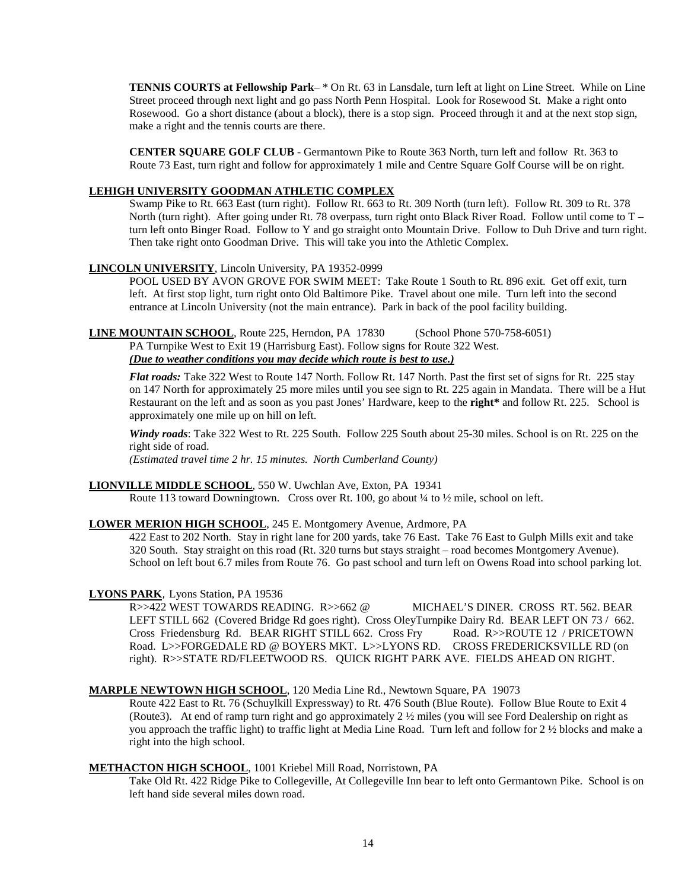**TENNIS COURTS at Fellowship Park**– * On Rt. 63 in Lansdale, turn left at light on Line Street. While on Line Street proceed through next light and go pass North Penn Hospital. Look for Rosewood St. Make a right onto Rosewood. Go a short distance (about a block), there is a stop sign. Proceed through it and at the next stop sign, make a right and the tennis courts are there.

**CENTER SQUARE GOLF CLUB** - Germantown Pike to Route 363 North, turn left and follow Rt. 363 to Route 73 East, turn right and follow for approximately 1 mile and Centre Square Golf Course will be on right.

**LEHIGH UNIVERSITY GOODMAN ATHLETIC COMPLEX**

Swamp Pike to Rt. 663 East (turn right). Follow Rt. 663 to Rt. 309 North (turn left). Follow Rt. 309 to Rt. 378 North (turn right). After going under Rt. 78 overpass, turn right onto Black River Road. Follow until come to T – turn left onto Binger Road. Follow to Y and go straight onto Mountain Drive. Follow to Duh Drive and turn right. Then take right onto Goodman Drive. This will take you into the Athletic Complex.

**LINCOLN UNIVERSITY**, Lincoln University, PA 19352-0999

POOL USED BY AVON GROVE FOR SWIM MEET: Take Route 1 South to Rt. 896 exit. Get off exit, turn left. At first stop light, turn right onto Old Baltimore Pike. Travel about one mile. Turn left into the second entrance at Lincoln University (not the main entrance). Park in back of the pool facility building.

**LINE MOUNTAIN SCHOOL**, Route 225, Herndon, PA 17830 (School Phone 570-758-6051)

PA Turnpike West to Exit 19 (Harrisburg East). Follow signs for Route 322 West.
***(Due to weather conditions you may decide which route is best to use.)***

***Flat roads:*** Take 322 West to Route 147 North. Follow Rt. 147 North. Past the first set of signs for Rt. 225 stay on 147 North for approximately 25 more miles until you see sign to Rt. 225 again in Mandata. There will be a Hut Restaurant on the left and as soon as you past Jones' Hardware, keep to the **right*** and follow Rt. 225. School is approximately one mile up on hill on left.

***Windy roads***: Take 322 West to Rt. 225 South. Follow 225 South about 25-30 miles. School is on Rt. 225 on the right side of road.
*(Estimated travel time 2 hr. 15 minutes. North Cumberland County)*

**LIONVILLE MIDDLE SCHOOL**, 550 W. Uwchlan Ave, Exton, PA 19341

Route 113 toward Downingtown. Cross over Rt. 100, go about ¼ to ½ mile, school on left.

**LOWER MERION HIGH SCHOOL**, 245 E. Montgomery Avenue, Ardmore, PA

422 East to 202 North. Stay in right lane for 200 yards, take 76 East. Take 76 East to Gulph Mills exit and take 320 South. Stay straight on this road (Rt. 320 turns but stays straight – road becomes Montgomery Avenue). School on left bout 6.7 miles from Route 76. Go past school and turn left on Owens Road into school parking lot.

**LYONS PARK**, Lyons Station, PA 19536

R>>422 WEST TOWARDS READING. R>>662 @ MICHAEL'S DINER. CROSS RT. 562. BEAR LEFT STILL 662 (Covered Bridge Rd goes right). Cross OleyTurnpike Dairy Rd. BEAR LEFT ON 73 / 662. Cross Friedensburg Rd. BEAR RIGHT STILL 662. Cross Fry Road. R>>ROUTE 12 / PRICETOWN Road. L>>FORGEDALE RD @ BOYERS MKT. L>>LYONS RD. CROSS FREDERICKSVILLE RD (on right). R>>STATE RD/FLEETWOOD RS. QUICK RIGHT PARK AVE. FIELDS AHEAD ON RIGHT.

**MARPLE NEWTOWN HIGH SCHOOL**, 120 Media Line Rd., Newtown Square, PA 19073

Route 422 East to Rt. 76 (Schuylkill Expressway) to Rt. 476 South (Blue Route). Follow Blue Route to Exit 4 (Route3). At end of ramp turn right and go approximately 2 ½ miles (you will see Ford Dealership on right as you approach the traffic light) to traffic light at Media Line Road. Turn left and follow for 2 ½ blocks and make a right into the high school.

**METHACTON HIGH SCHOOL**, 1001 Kriebel Mill Road, Norristown, PA

Take Old Rt. 422 Ridge Pike to Collegeville, At Collegeville Inn bear to left onto Germantown Pike. School is on left hand side several miles down road.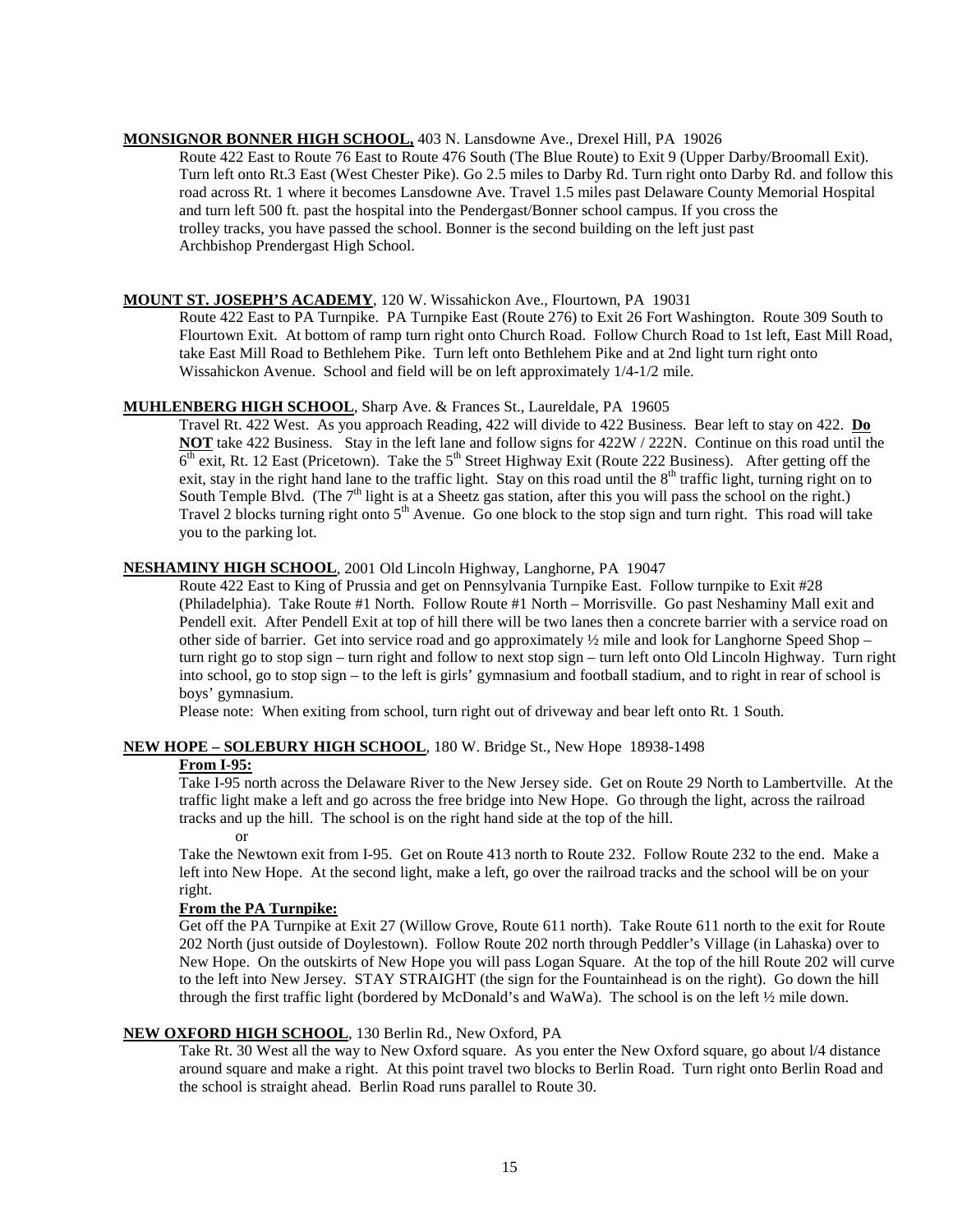**MONSIGNOR BONNER HIGH SCHOOL,** 403 N. Lansdowne Ave., Drexel Hill, PA 19026

Route 422 East to Route 76 East to Route 476 South (The Blue Route) to Exit 9 (Upper Darby/Broomall Exit). Turn left onto Rt.3 East (West Chester Pike). Go 2.5 miles to Darby Rd. Turn right onto Darby Rd. and follow this road across Rt. 1 where it becomes Lansdowne Ave. Travel 1.5 miles past Delaware County Memorial Hospital and turn left 500 ft. past the hospital into the Pendergast/Bonner school campus. If you cross the trolley tracks, you have passed the school. Bonner is the second building on the left just past Archbishop Prendergast High School.

**MOUNT ST. JOSEPH'S ACADEMY**, 120 W. Wissahickon Ave., Flourtown, PA 19031

Route 422 East to PA Turnpike. PA Turnpike East (Route 276) to Exit 26 Fort Washington. Route 309 South to Flourtown Exit. At bottom of ramp turn right onto Church Road. Follow Church Road to 1st left, East Mill Road, take East Mill Road to Bethlehem Pike. Turn left onto Bethlehem Pike and at 2nd light turn right onto Wissahickon Avenue. School and field will be on left approximately 1/4-1/2 mile.

**MUHLENBERG HIGH SCHOOL**, Sharp Ave. & Frances St., Laureldale, PA 19605

Travel Rt. 422 West. As you approach Reading, 422 will divide to 422 Business. Bear left to stay on 422. **Do NOT** take 422 Business. Stay in the left lane and follow signs for 422W / 222N. Continue on this road until the 6th exit, Rt. 12 East (Pricetown). Take the 5th Street Highway Exit (Route 222 Business). After getting off the exit, stay in the right hand lane to the traffic light. Stay on this road until the 8th traffic light, turning right on to South Temple Blvd. (The 7th light is at a Sheetz gas station, after this you will pass the school on the right.) Travel 2 blocks turning right onto 5th Avenue. Go one block to the stop sign and turn right. This road will take you to the parking lot.

**NESHAMINY HIGH SCHOOL**, 2001 Old Lincoln Highway, Langhorne, PA 19047

Route 422 East to King of Prussia and get on Pennsylvania Turnpike East. Follow turnpike to Exit #28 (Philadelphia). Take Route #1 North. Follow Route #1 North – Morrisville. Go past Neshaminy Mall exit and Pendell exit. After Pendell Exit at top of hill there will be two lanes then a concrete barrier with a service road on other side of barrier. Get into service road and go approximately ½ mile and look for Langhorne Speed Shop – turn right go to stop sign – turn right and follow to next stop sign – turn left onto Old Lincoln Highway. Turn right into school, go to stop sign – to the left is girls' gymnasium and football stadium, and to right in rear of school is boys' gymnasium.

Please note: When exiting from school, turn right out of driveway and bear left onto Rt. 1 South.

**NEW HOPE – SOLEBURY HIGH SCHOOL**, 180 W. Bridge St., New Hope 18938-1498

**From I-95:**

Take I-95 north across the Delaware River to the New Jersey side. Get on Route 29 North to Lambertville. At the traffic light make a left and go across the free bridge into New Hope. Go through the light, across the railroad tracks and up the hill. The school is on the right hand side at the top of the hill.

or

Take the Newtown exit from I-95. Get on Route 413 north to Route 232. Follow Route 232 to the end. Make a left into New Hope. At the second light, make a left, go over the railroad tracks and the school will be on your right.

**From the PA Turnpike:**

Get off the PA Turnpike at Exit 27 (Willow Grove, Route 611 north). Take Route 611 north to the exit for Route 202 North (just outside of Doylestown). Follow Route 202 north through Peddler's Village (in Lahaska) over to New Hope. On the outskirts of New Hope you will pass Logan Square. At the top of the hill Route 202 will curve to the left into New Jersey. STAY STRAIGHT (the sign for the Fountainhead is on the right). Go down the hill through the first traffic light (bordered by McDonald's and WaWa). The school is on the left ½ mile down.

**NEW OXFORD HIGH SCHOOL**, 130 Berlin Rd., New Oxford, PA

Take Rt. 30 West all the way to New Oxford square. As you enter the New Oxford square, go about l/4 distance around square and make a right. At this point travel two blocks to Berlin Road. Turn right onto Berlin Road and the school is straight ahead. Berlin Road runs parallel to Route 30.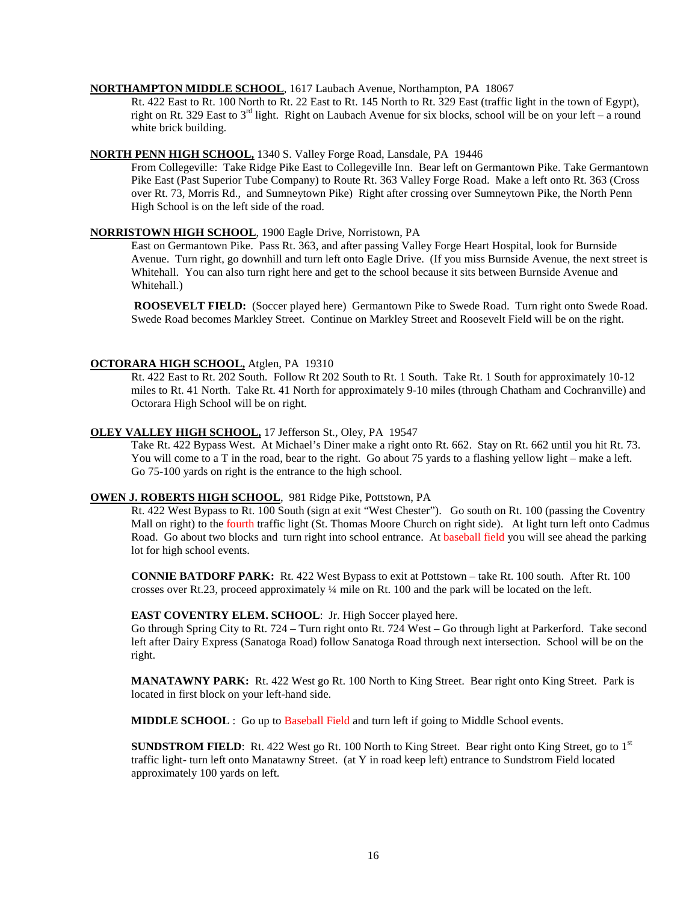**NORTHAMPTON MIDDLE SCHOOL**, 1617 Laubach Avenue, Northampton, PA 18067

Rt. 422 East to Rt. 100 North to Rt. 22 East to Rt. 145 North to Rt. 329 East (traffic light in the town of Egypt), right on Rt. 329 East to 3rd light. Right on Laubach Avenue for six blocks, school will be on your left – a round white brick building.

**NORTH PENN HIGH SCHOOL,** 1340 S. Valley Forge Road, Lansdale, PA 19446

From Collegeville: Take Ridge Pike East to Collegeville Inn. Bear left on Germantown Pike. Take Germantown Pike East (Past Superior Tube Company) to Route Rt. 363 Valley Forge Road. Make a left onto Rt. 363 (Cross over Rt. 73, Morris Rd., and Sumneytown Pike) Right after crossing over Sumneytown Pike, the North Penn High School is on the left side of the road.

**NORRISTOWN HIGH SCHOOL**, 1900 Eagle Drive, Norristown, PA

East on Germantown Pike. Pass Rt. 363, and after passing Valley Forge Heart Hospital, look for Burnside Avenue. Turn right, go downhill and turn left onto Eagle Drive. (If you miss Burnside Avenue, the next street is Whitehall. You can also turn right here and get to the school because it sits between Burnside Avenue and Whitehall.)

**ROOSEVELT FIELD:** (Soccer played here) Germantown Pike to Swede Road. Turn right onto Swede Road. Swede Road becomes Markley Street. Continue on Markley Street and Roosevelt Field will be on the right.

**OCTORARA HIGH SCHOOL,** Atglen, PA 19310

Rt. 422 East to Rt. 202 South. Follow Rt 202 South to Rt. 1 South. Take Rt. 1 South for approximately 10-12 miles to Rt. 41 North. Take Rt. 41 North for approximately 9-10 miles (through Chatham and Cochranville) and Octorara High School will be on right.

**OLEY VALLEY HIGH SCHOOL,** 17 Jefferson St., Oley, PA 19547

Take Rt. 422 Bypass West. At Michael's Diner make a right onto Rt. 662. Stay on Rt. 662 until you hit Rt. 73. You will come to a T in the road, bear to the right. Go about 75 yards to a flashing yellow light – make a left. Go 75-100 yards on right is the entrance to the high school.

**OWEN J. ROBERTS HIGH SCHOOL**, 981 Ridge Pike, Pottstown, PA

Rt. 422 West Bypass to Rt. 100 South (sign at exit "West Chester"). Go south on Rt. 100 (passing the Coventry Mall on right) to the fourth traffic light (St. Thomas Moore Church on right side). At light turn left onto Cadmus Road. Go about two blocks and turn right into school entrance. At baseball field you will see ahead the parking lot for high school events.

**CONNIE BATDORF PARK:** Rt. 422 West Bypass to exit at Pottstown – take Rt. 100 south. After Rt. 100 crosses over Rt.23, proceed approximately ¼ mile on Rt. 100 and the park will be located on the left.

**EAST COVENTRY ELEM. SCHOOL**: Jr. High Soccer played here.
Go through Spring City to Rt. 724 – Turn right onto Rt. 724 West – Go through light at Parkerford. Take second left after Dairy Express (Sanatoga Road) follow Sanatoga Road through next intersection. School will be on the right.

**MANATAWNY PARK:** Rt. 422 West go Rt. 100 North to King Street. Bear right onto King Street. Park is located in first block on your left-hand side.

**MIDDLE SCHOOL** : Go up to Baseball Field and turn left if going to Middle School events.

**SUNDSTROM FIELD**: Rt. 422 West go Rt. 100 North to King Street. Bear right onto King Street, go to 1st traffic light- turn left onto Manatawny Street. (at Y in road keep left) entrance to Sundstrom Field located approximately 100 yards on left.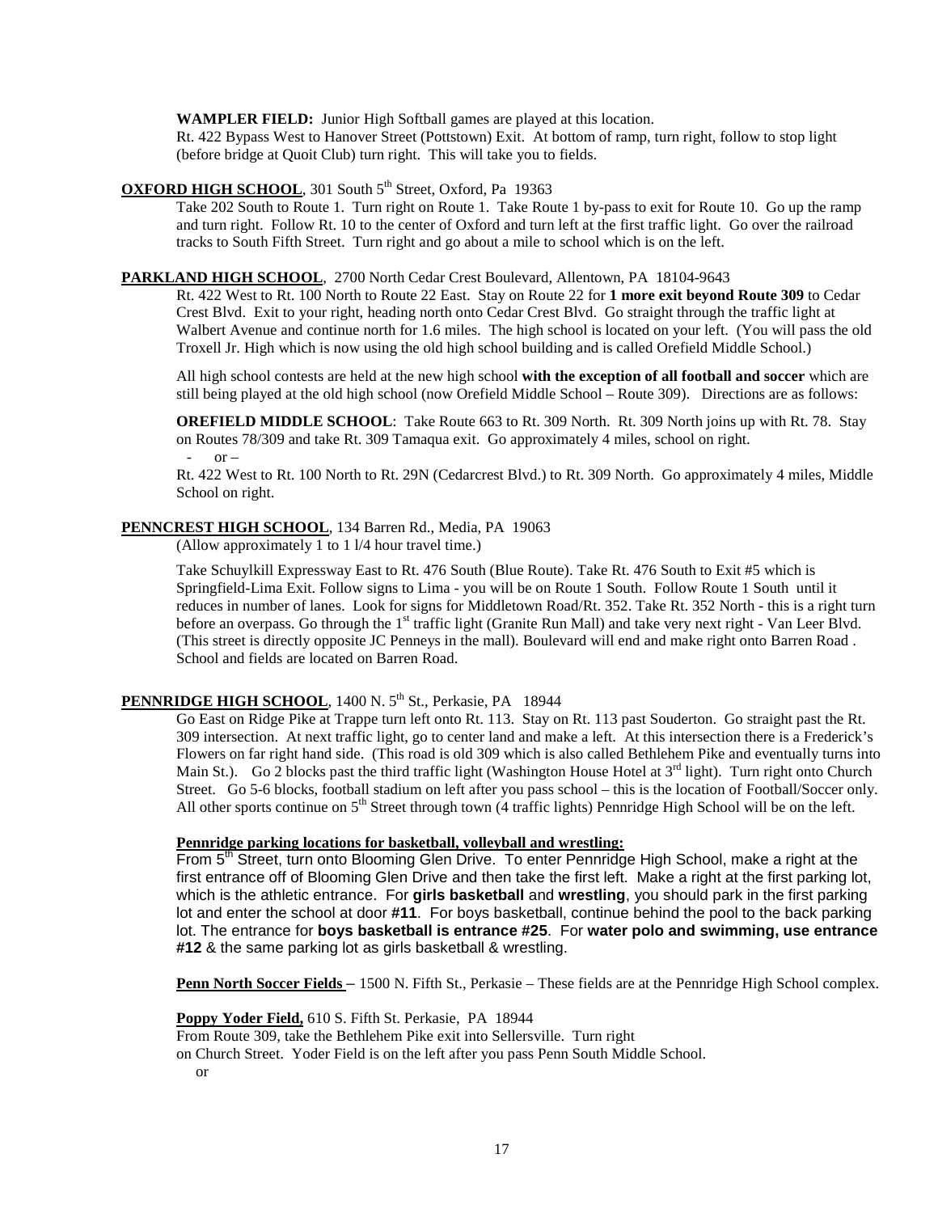**WAMPLER FIELD:** Junior High Softball games are played at this location.
Rt. 422 Bypass West to Hanover Street (Pottstown) Exit. At bottom of ramp, turn right, follow to stop light (before bridge at Quoit Club) turn right. This will take you to fields.

**OXFORD HIGH SCHOOL**, 301 South 5th Street, Oxford, Pa 19363

Take 202 South to Route 1. Turn right on Route 1. Take Route 1 by-pass to exit for Route 10. Go up the ramp and turn right. Follow Rt. 10 to the center of Oxford and turn left at the first traffic light. Go over the railroad tracks to South Fifth Street. Turn right and go about a mile to school which is on the left.

**PARKLAND HIGH SCHOOL**, 2700 North Cedar Crest Boulevard, Allentown, PA 18104-9643

Rt. 422 West to Rt. 100 North to Route 22 East. Stay on Route 22 for **1 more exit beyond Route 309** to Cedar Crest Blvd. Exit to your right, heading north onto Cedar Crest Blvd. Go straight through the traffic light at Walbert Avenue and continue north for 1.6 miles. The high school is located on your left. (You will pass the old Troxell Jr. High which is now using the old high school building and is called Orefield Middle School.)

All high school contests are held at the new high school **with the exception of all football and soccer** which are still being played at the old high school (now Orefield Middle School – Route 309). Directions are as follows:

**OREFIELD MIDDLE SCHOOL**: Take Route 663 to Rt. 309 North. Rt. 309 North joins up with Rt. 78. Stay on Routes 78/309 and take Rt. 309 Tamaqua exit. Go approximately 4 miles, school on right.

- or –

Rt. 422 West to Rt. 100 North to Rt. 29N (Cedarcrest Blvd.) to Rt. 309 North. Go approximately 4 miles, Middle School on right.

**PENNCREST HIGH SCHOOL**, 134 Barren Rd., Media, PA 19063

(Allow approximately 1 to 1 l/4 hour travel time.)

Take Schuylkill Expressway East to Rt. 476 South (Blue Route). Take Rt. 476 South to Exit #5 which is Springfield-Lima Exit. Follow signs to Lima - you will be on Route 1 South. Follow Route 1 South until it reduces in number of lanes. Look for signs for Middletown Road/Rt. 352. Take Rt. 352 North - this is a right turn before an overpass. Go through the 1st traffic light (Granite Run Mall) and take very next right - Van Leer Blvd. (This street is directly opposite JC Penneys in the mall). Boulevard will end and make right onto Barren Road . School and fields are located on Barren Road.

**PENNRIDGE HIGH SCHOOL**, 1400 N. 5th St., Perkasie, PA 18944

Go East on Ridge Pike at Trappe turn left onto Rt. 113. Stay on Rt. 113 past Souderton. Go straight past the Rt. 309 intersection. At next traffic light, go to center land and make a left. At this intersection there is a Frederick's Flowers on far right hand side. (This road is old 309 which is also called Bethlehem Pike and eventually turns into Main St.). Go 2 blocks past the third traffic light (Washington House Hotel at 3rd light). Turn right onto Church Street. Go 5-6 blocks, football stadium on left after you pass school – this is the location of Football/Soccer only. All other sports continue on 5th Street through town (4 traffic lights) Pennridge High School will be on the left.

**Pennridge parking locations for basketball, volleyball and wrestling:**

From 5th Street, turn onto Blooming Glen Drive. To enter Pennridge High School, make a right at the first entrance off of Blooming Glen Drive and then take the first left. Make a right at the first parking lot, which is the athletic entrance. For **girls basketball** and **wrestling**, you should park in the first parking lot and enter the school at door **#11**. For boys basketball, continue behind the pool to the back parking lot. The entrance for **boys basketball is entrance #25**. For **water polo and swimming, use entrance #12** & the same parking lot as girls basketball & wrestling.

**Penn North Soccer Fields** – 1500 N. Fifth St., Perkasie – These fields are at the Pennridge High School complex.

**Poppy Yoder Field,** 610 S. Fifth St. Perkasie, PA 18944
From Route 309, take the Bethlehem Pike exit into Sellersville. Turn right on Church Street. Yoder Field is on the left after you pass Penn South Middle School.

or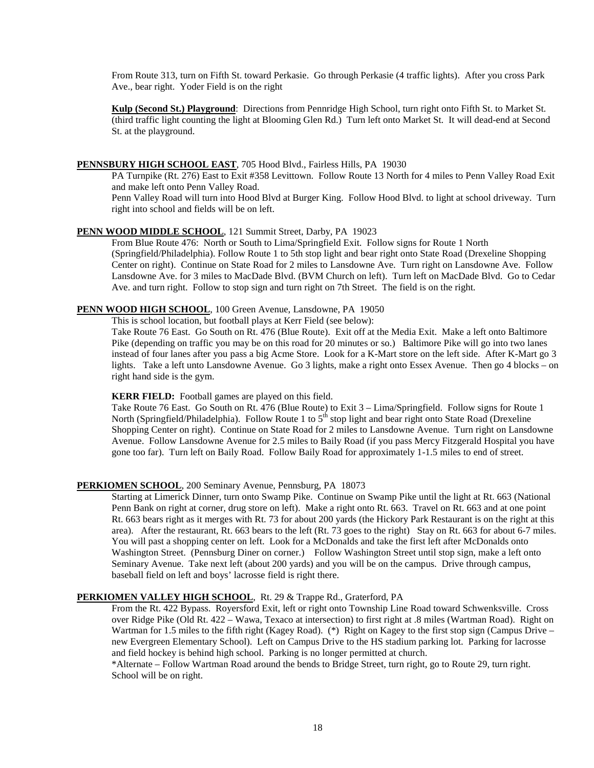From Route 313, turn on Fifth St. toward Perkasie. Go through Perkasie (4 traffic lights). After you cross Park Ave., bear right. Yoder Field is on the right

**Kulp (Second St.) Playground**: Directions from Pennridge High School, turn right onto Fifth St. to Market St. (third traffic light counting the light at Blooming Glen Rd.) Turn left onto Market St. It will dead-end at Second St. at the playground.

**PENNSBURY HIGH SCHOOL EAST**, 705 Hood Blvd., Fairless Hills, PA 19030

PA Turnpike (Rt. 276) East to Exit #358 Levittown. Follow Route 13 North for 4 miles to Penn Valley Road Exit and make left onto Penn Valley Road.

Penn Valley Road will turn into Hood Blvd at Burger King. Follow Hood Blvd. to light at school driveway. Turn right into school and fields will be on left.

**PENN WOOD MIDDLE SCHOOL**, 121 Summit Street, Darby, PA 19023

From Blue Route 476: North or South to Lima/Springfield Exit. Follow signs for Route 1 North (Springfield/Philadelphia). Follow Route 1 to 5th stop light and bear right onto State Road (Drexeline Shopping Center on right). Continue on State Road for 2 miles to Lansdowne Ave. Turn right on Lansdowne Ave. Follow Lansdowne Ave. for 3 miles to MacDade Blvd. (BVM Church on left). Turn left on MacDade Blvd. Go to Cedar Ave. and turn right. Follow to stop sign and turn right on 7th Street. The field is on the right.

**PENN WOOD HIGH SCHOOL**, 100 Green Avenue, Lansdowne, PA 19050

This is school location, but football plays at Kerr Field (see below):

Take Route 76 East. Go South on Rt. 476 (Blue Route). Exit off at the Media Exit. Make a left onto Baltimore Pike (depending on traffic you may be on this road for 20 minutes or so.) Baltimore Pike will go into two lanes instead of four lanes after you pass a big Acme Store. Look for a K-Mart store on the left side. After K-Mart go 3 lights. Take a left unto Lansdowne Avenue. Go 3 lights, make a right onto Essex Avenue. Then go 4 blocks – on right hand side is the gym.

**KERR FIELD:** Football games are played on this field.

Take Route 76 East. Go South on Rt. 476 (Blue Route) to Exit 3 – Lima/Springfield. Follow signs for Route 1 North (Springfield/Philadelphia). Follow Route 1 to 5th stop light and bear right onto State Road (Drexeline Shopping Center on right). Continue on State Road for 2 miles to Lansdowne Avenue. Turn right on Lansdowne Avenue. Follow Lansdowne Avenue for 2.5 miles to Baily Road (if you pass Mercy Fitzgerald Hospital you have gone too far). Turn left on Baily Road. Follow Baily Road for approximately 1-1.5 miles to end of street.

**PERKIOMEN SCHOOL**, 200 Seminary Avenue, Pennsburg, PA 18073

Starting at Limerick Dinner, turn onto Swamp Pike. Continue on Swamp Pike until the light at Rt. 663 (National Penn Bank on right at corner, drug store on left). Make a right onto Rt. 663. Travel on Rt. 663 and at one point Rt. 663 bears right as it merges with Rt. 73 for about 200 yards (the Hickory Park Restaurant is on the right at this area). After the restaurant, Rt. 663 bears to the left (Rt. 73 goes to the right) Stay on Rt. 663 for about 6-7 miles. You will past a shopping center on left. Look for a McDonalds and take the first left after McDonalds onto Washington Street. (Pennsburg Diner on corner.) Follow Washington Street until stop sign, make a left onto Seminary Avenue. Take next left (about 200 yards) and you will be on the campus. Drive through campus, baseball field on left and boys' lacrosse field is right there.

**PERKIOMEN VALLEY HIGH SCHOOL**, Rt. 29 & Trappe Rd., Graterford, PA

From the Rt. 422 Bypass. Royersford Exit, left or right onto Township Line Road toward Schwenksville. Cross over Ridge Pike (Old Rt. 422 – Wawa, Texaco at intersection) to first right at .8 miles (Wartman Road). Right on Wartman for 1.5 miles to the fifth right (Kagey Road). (*) Right on Kagey to the first stop sign (Campus Drive – new Evergreen Elementary School). Left on Campus Drive to the HS stadium parking lot. Parking for lacrosse and field hockey is behind high school. Parking is no longer permitted at church.

*Alternate – Follow Wartman Road around the bends to Bridge Street, turn right, go to Route 29, turn right. School will be on right.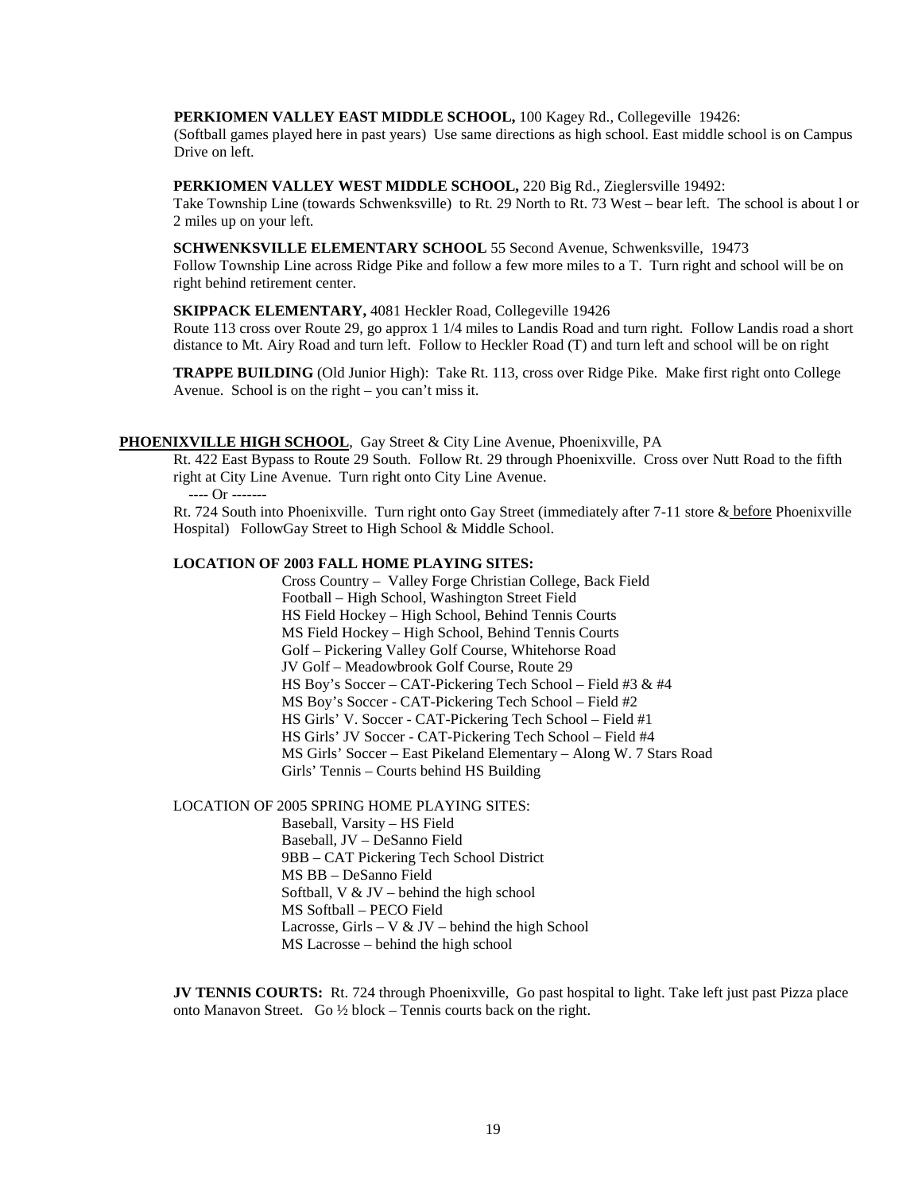**PERKIOMEN VALLEY EAST MIDDLE SCHOOL,** 100 Kagey Rd., Collegeville 19426:
(Softball games played here in past years) Use same directions as high school. East middle school is on Campus Drive on left.

**PERKIOMEN VALLEY WEST MIDDLE SCHOOL,** 220 Big Rd., Zieglersville 19492:
Take Township Line (towards Schwenksville) to Rt. 29 North to Rt. 73 West – bear left. The school is about l or 2 miles up on your left.

**SCHWENKSVILLE ELEMENTARY SCHOOL** 55 Second Avenue, Schwenksville, 19473
Follow Township Line across Ridge Pike and follow a few more miles to a T. Turn right and school will be on right behind retirement center.

**SKIPPACK ELEMENTARY,** 4081 Heckler Road, Collegeville 19426
Route 113 cross over Route 29, go approx 1 1/4 miles to Landis Road and turn right. Follow Landis road a short distance to Mt. Airy Road and turn left. Follow to Heckler Road (T) and turn left and school will be on right

**TRAPPE BUILDING** (Old Junior High): Take Rt. 113, cross over Ridge Pike. Make first right onto College Avenue. School is on the right – you can't miss it.

**PHOENIXVILLE HIGH SCHOOL**, Gay Street & City Line Avenue, Phoenixville, PA
Rt. 422 East Bypass to Route 29 South. Follow Rt. 29 through Phoenixville. Cross over Nutt Road to the fifth right at City Line Avenue. Turn right onto City Line Avenue.

---- Or -------

Rt. 724 South into Phoenixville. Turn right onto Gay Street (immediately after 7-11 store & before Phoenixville Hospital) FollowGay Street to High School & Middle School.

**LOCATION OF 2003 FALL HOME PLAYING SITES:**

Cross Country – Valley Forge Christian College, Back Field
Football – High School, Washington Street Field
HS Field Hockey – High School, Behind Tennis Courts
MS Field Hockey – High School, Behind Tennis Courts
Golf – Pickering Valley Golf Course, Whitehorse Road
JV Golf – Meadowbrook Golf Course, Route 29
HS Boy's Soccer – CAT-Pickering Tech School – Field #3 & #4
MS Boy's Soccer - CAT-Pickering Tech School – Field #2
HS Girls' V. Soccer - CAT-Pickering Tech School – Field #1
HS Girls' JV Soccer - CAT-Pickering Tech School – Field #4
MS Girls' Soccer – East Pikeland Elementary – Along W. 7 Stars Road
Girls' Tennis – Courts behind HS Building

LOCATION OF 2005 SPRING HOME PLAYING SITES:

Baseball, Varsity – HS Field
Baseball, JV – DeSanno Field
9BB – CAT Pickering Tech School District
MS BB – DeSanno Field
Softball, V & JV – behind the high school
MS Softball – PECO Field
Lacrosse, Girls – V & JV – behind the high School
MS Lacrosse – behind the high school

**JV TENNIS COURTS:** Rt. 724 through Phoenixville, Go past hospital to light. Take left just past Pizza place onto Manavon Street. Go ½ block – Tennis courts back on the right.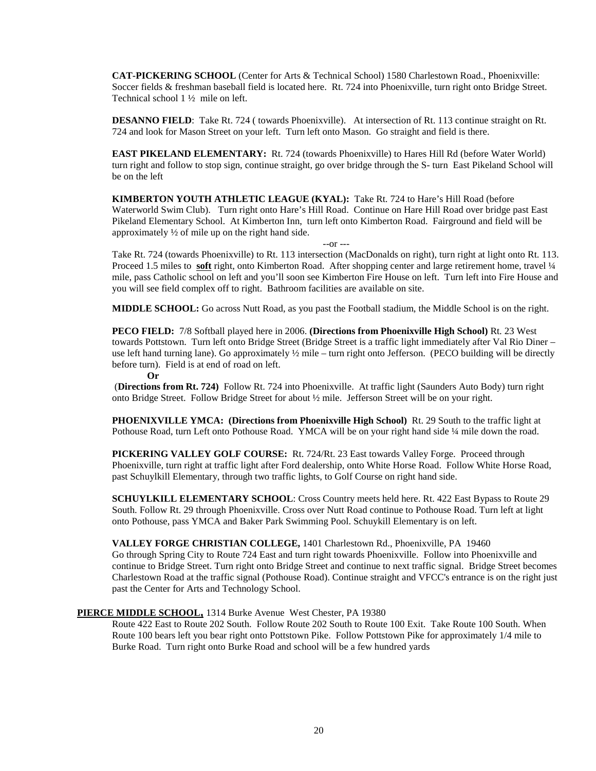**CAT-PICKERING SCHOOL** (Center for Arts & Technical School) 1580 Charlestown Road., Phoenixville: Soccer fields & freshman baseball field is located here. Rt. 724 into Phoenixville, turn right onto Bridge Street. Technical school 1 ½ mile on left.

**DESANNO FIELD**: Take Rt. 724 ( towards Phoenixville). At intersection of Rt. 113 continue straight on Rt. 724 and look for Mason Street on your left. Turn left onto Mason. Go straight and field is there.

**EAST PIKELAND ELEMENTARY:** Rt. 724 (towards Phoenixville) to Hares Hill Rd (before Water World) turn right and follow to stop sign, continue straight, go over bridge through the S- turn East Pikeland School will be on the left

**KIMBERTON YOUTH ATHLETIC LEAGUE (KYAL):** Take Rt. 724 to Hare's Hill Road (before Waterworld Swim Club). Turn right onto Hare's Hill Road. Continue on Hare Hill Road over bridge past East Pikeland Elementary School. At Kimberton Inn, turn left onto Kimberton Road. Fairground and field will be approximately ½ of mile up on the right hand side.

--or ---

Take Rt. 724 (towards Phoenixville) to Rt. 113 intersection (MacDonalds on right), turn right at light onto Rt. 113. Proceed 1.5 miles to **soft** right, onto Kimberton Road. After shopping center and large retirement home, travel ¼ mile, pass Catholic school on left and you'll soon see Kimberton Fire House on left. Turn left into Fire House and you will see field complex off to right. Bathroom facilities are available on site.

**MIDDLE SCHOOL:** Go across Nutt Road, as you past the Football stadium, the Middle School is on the right.

**PECO FIELD:** 7/8 Softball played here in 2006. **(Directions from Phoenixville High School)** Rt. 23 West towards Pottstown. Turn left onto Bridge Street (Bridge Street is a traffic light immediately after Val Rio Diner – use left hand turning lane). Go approximately ½ mile – turn right onto Jefferson. (PECO building will be directly before turn). Field is at end of road on left.

**Or**

(**Directions from Rt. 724)** Follow Rt. 724 into Phoenixville. At traffic light (Saunders Auto Body) turn right onto Bridge Street. Follow Bridge Street for about ½ mile. Jefferson Street will be on your right.

**PHOENIXVILLE YMCA: (Directions from Phoenixville High School)** Rt. 29 South to the traffic light at Pothouse Road, turn Left onto Pothouse Road. YMCA will be on your right hand side ¼ mile down the road.

**PICKERING VALLEY GOLF COURSE:** Rt. 724/Rt. 23 East towards Valley Forge. Proceed through Phoenixville, turn right at traffic light after Ford dealership, onto White Horse Road. Follow White Horse Road, past Schuylkill Elementary, through two traffic lights, to Golf Course on right hand side.

**SCHUYLKILL ELEMENTARY SCHOOL**: Cross Country meets held here. Rt. 422 East Bypass to Route 29 South. Follow Rt. 29 through Phoenixville. Cross over Nutt Road continue to Pothouse Road. Turn left at light onto Pothouse, pass YMCA and Baker Park Swimming Pool. Schuykill Elementary is on left.

**VALLEY FORGE CHRISTIAN COLLEGE,** 1401 Charlestown Rd., Phoenixville, PA 19460
Go through Spring City to Route 724 East and turn right towards Phoenixville. Follow into Phoenixville and continue to Bridge Street. Turn right onto Bridge Street and continue to next traffic signal. Bridge Street becomes Charlestown Road at the traffic signal (Pothouse Road). Continue straight and VFCC's entrance is on the right just past the Center for Arts and Technology School.

**PIERCE MIDDLE SCHOOL,** 1314 Burke Avenue West Chester, PA 19380
Route 422 East to Route 202 South. Follow Route 202 South to Route 100 Exit. Take Route 100 South. When Route 100 bears left you bear right onto Pottstown Pike. Follow Pottstown Pike for approximately 1/4 mile to Burke Road. Turn right onto Burke Road and school will be a few hundred yards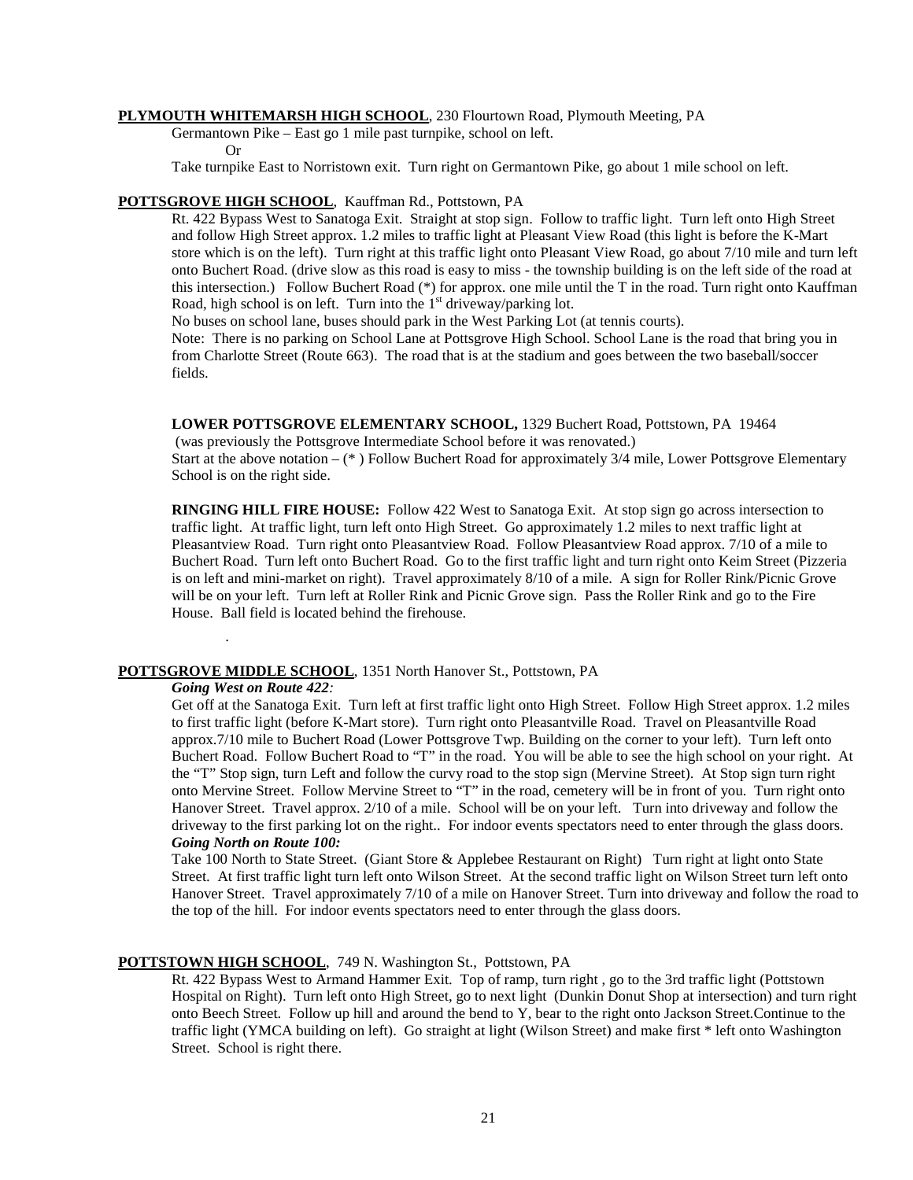**PLYMOUTH WHITEMARSH HIGH SCHOOL**, 230 Flourtown Road, Plymouth Meeting, PA

Germantown Pike – East go 1 mile past turnpike, school on left.

Or

Take turnpike East to Norristown exit. Turn right on Germantown Pike, go about 1 mile school on left.

**POTTSGROVE HIGH SCHOOL**, Kauffman Rd., Pottstown, PA

Rt. 422 Bypass West to Sanatoga Exit. Straight at stop sign. Follow to traffic light. Turn left onto High Street and follow High Street approx. 1.2 miles to traffic light at Pleasant View Road (this light is before the K-Mart store which is on the left). Turn right at this traffic light onto Pleasant View Road, go about 7/10 mile and turn left onto Buchert Road. (drive slow as this road is easy to miss - the township building is on the left side of the road at this intersection.) Follow Buchert Road (*) for approx. one mile until the T in the road. Turn right onto Kauffman Road, high school is on left. Turn into the 1st driveway/parking lot.

No buses on school lane, buses should park in the West Parking Lot (at tennis courts).

Note: There is no parking on School Lane at Pottsgrove High School. School Lane is the road that bring you in from Charlotte Street (Route 663). The road that is at the stadium and goes between the two baseball/soccer fields.

**LOWER POTTSGROVE ELEMENTARY SCHOOL,** 1329 Buchert Road, Pottstown, PA 19464

(was previously the Pottsgrove Intermediate School before it was renovated.)

Start at the above notation – (* ) Follow Buchert Road for approximately 3/4 mile, Lower Pottsgrove Elementary School is on the right side.

**RINGING HILL FIRE HOUSE:** Follow 422 West to Sanatoga Exit. At stop sign go across intersection to traffic light. At traffic light, turn left onto High Street. Go approximately 1.2 miles to next traffic light at Pleasantview Road. Turn right onto Pleasantview Road. Follow Pleasantview Road approx. 7/10 of a mile to Buchert Road. Turn left onto Buchert Road. Go to the first traffic light and turn right onto Keim Street (Pizzeria is on left and mini-market on right). Travel approximately 8/10 of a mile. A sign for Roller Rink/Picnic Grove will be on your left. Turn left at Roller Rink and Picnic Grove sign. Pass the Roller Rink and go to the Fire House. Ball field is located behind the firehouse.

**POTTSGROVE MIDDLE SCHOOL**, 1351 North Hanover St., Pottstown, PA

***Going West on Route 422:***

Get off at the Sanatoga Exit. Turn left at first traffic light onto High Street. Follow High Street approx. 1.2 miles to first traffic light (before K-Mart store). Turn right onto Pleasantville Road. Travel on Pleasantville Road approx.7/10 mile to Buchert Road (Lower Pottsgrove Twp. Building on the corner to your left). Turn left onto Buchert Road. Follow Buchert Road to "T" in the road. You will be able to see the high school on your right. At the "T" Stop sign, turn Left and follow the curvy road to the stop sign (Mervine Street). At Stop sign turn right onto Mervine Street. Follow Mervine Street to "T" in the road, cemetery will be in front of you. Turn right onto Hanover Street. Travel approx. 2/10 of a mile. School will be on your left. Turn into driveway and follow the driveway to the first parking lot on the right.. For indoor events spectators need to enter through the glass doors.

***Going North on Route 100:***

Take 100 North to State Street. (Giant Store & Applebee Restaurant on Right) Turn right at light onto State Street. At first traffic light turn left onto Wilson Street. At the second traffic light on Wilson Street turn left onto Hanover Street. Travel approximately 7/10 of a mile on Hanover Street. Turn into driveway and follow the road to the top of the hill. For indoor events spectators need to enter through the glass doors.

**POTTSTOWN HIGH SCHOOL**, 749 N. Washington St., Pottstown, PA

Rt. 422 Bypass West to Armand Hammer Exit. Top of ramp, turn right , go to the 3rd traffic light (Pottstown Hospital on Right). Turn left onto High Street, go to next light (Dunkin Donut Shop at intersection) and turn right onto Beech Street. Follow up hill and around the bend to Y, bear to the right onto Jackson Street.Continue to the traffic light (YMCA building on left). Go straight at light (Wilson Street) and make first * left onto Washington Street. School is right there.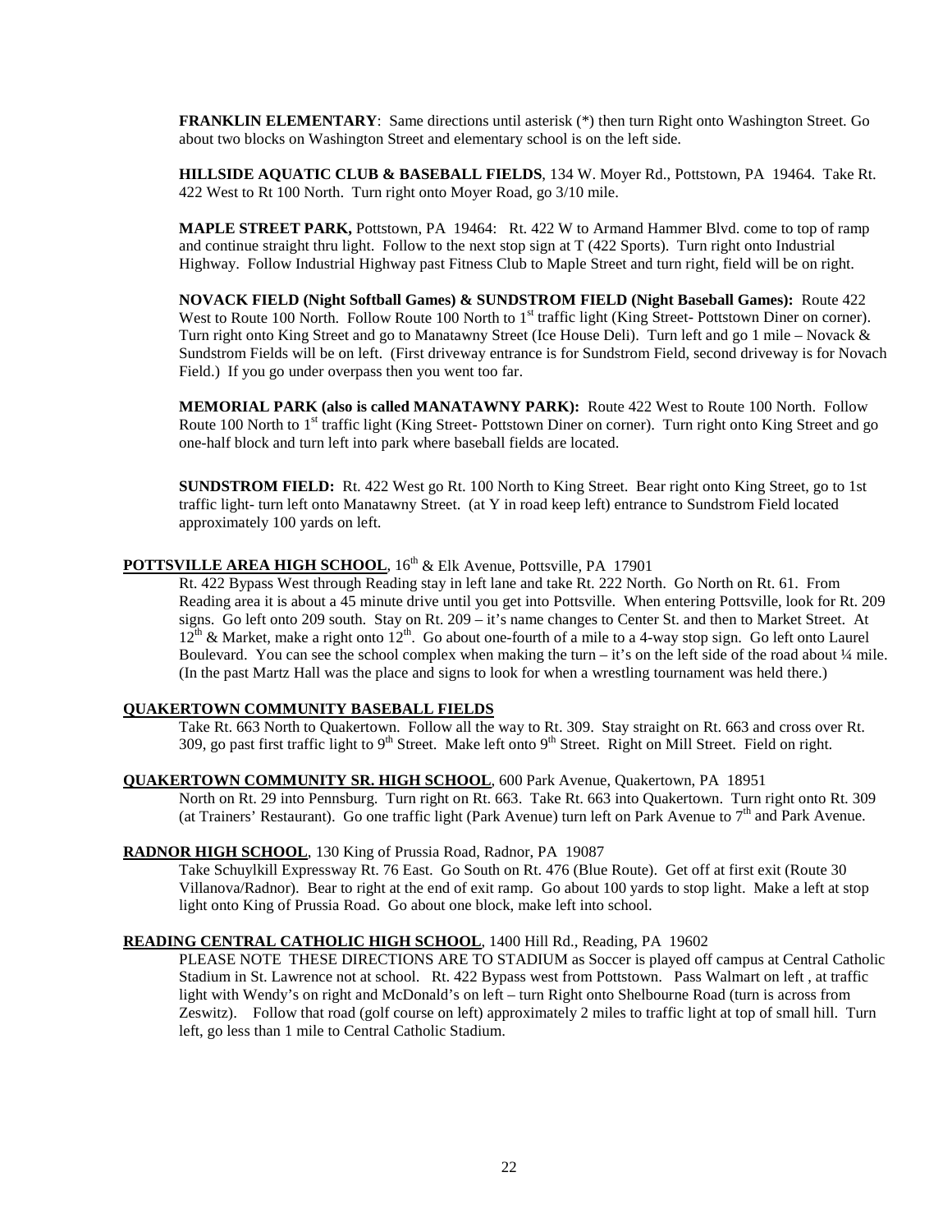**FRANKLIN ELEMENTARY**: Same directions until asterisk (*) then turn Right onto Washington Street. Go about two blocks on Washington Street and elementary school is on the left side.

**HILLSIDE AQUATIC CLUB & BASEBALL FIELDS**, 134 W. Moyer Rd., Pottstown, PA 19464. Take Rt. 422 West to Rt 100 North. Turn right onto Moyer Road, go 3/10 mile.

**MAPLE STREET PARK,** Pottstown, PA 19464: Rt. 422 W to Armand Hammer Blvd. come to top of ramp and continue straight thru light. Follow to the next stop sign at T (422 Sports). Turn right onto Industrial Highway. Follow Industrial Highway past Fitness Club to Maple Street and turn right, field will be on right.

**NOVACK FIELD (Night Softball Games) & SUNDSTROM FIELD (Night Baseball Games):** Route 422 West to Route 100 North. Follow Route 100 North to 1st traffic light (King Street- Pottstown Diner on corner). Turn right onto King Street and go to Manatawny Street (Ice House Deli). Turn left and go 1 mile – Novack & Sundstrom Fields will be on left. (First driveway entrance is for Sundstrom Field, second driveway is for Novach Field.) If you go under overpass then you went too far.

**MEMORIAL PARK (also is called MANATAWNY PARK):** Route 422 West to Route 100 North. Follow Route 100 North to 1st traffic light (King Street- Pottstown Diner on corner). Turn right onto King Street and go one-half block and turn left into park where baseball fields are located.

**SUNDSTROM FIELD:** Rt. 422 West go Rt. 100 North to King Street. Bear right onto King Street, go to 1st traffic light- turn left onto Manatawny Street. (at Y in road keep left) entrance to Sundstrom Field located approximately 100 yards on left.

**POTTSVILLE AREA HIGH SCHOOL**, 16th & Elk Avenue, Pottsville, PA 17901

Rt. 422 Bypass West through Reading stay in left lane and take Rt. 222 North. Go North on Rt. 61. From Reading area it is about a 45 minute drive until you get into Pottsville. When entering Pottsville, look for Rt. 209 signs. Go left onto 209 south. Stay on Rt. 209 – it's name changes to Center St. and then to Market Street. At 12th & Market, make a right onto 12th. Go about one-fourth of a mile to a 4-way stop sign. Go left onto Laurel Boulevard. You can see the school complex when making the turn – it's on the left side of the road about ¼ mile. (In the past Martz Hall was the place and signs to look for when a wrestling tournament was held there.)

**QUAKERTOWN COMMUNITY BASEBALL FIELDS**

Take Rt. 663 North to Quakertown. Follow all the way to Rt. 309. Stay straight on Rt. 663 and cross over Rt. 309, go past first traffic light to 9th Street. Make left onto 9th Street. Right on Mill Street. Field on right.

**QUAKERTOWN COMMUNITY SR. HIGH SCHOOL**, 600 Park Avenue, Quakertown, PA 18951

North on Rt. 29 into Pennsburg. Turn right on Rt. 663. Take Rt. 663 into Quakertown. Turn right onto Rt. 309 (at Trainers' Restaurant). Go one traffic light (Park Avenue) turn left on Park Avenue to 7th and Park Avenue.

**RADNOR HIGH SCHOOL**, 130 King of Prussia Road, Radnor, PA 19087

Take Schuylkill Expressway Rt. 76 East. Go South on Rt. 476 (Blue Route). Get off at first exit (Route 30 Villanova/Radnor). Bear to right at the end of exit ramp. Go about 100 yards to stop light. Make a left at stop light onto King of Prussia Road. Go about one block, make left into school.

**READING CENTRAL CATHOLIC HIGH SCHOOL**, 1400 Hill Rd., Reading, PA 19602

PLEASE NOTE THESE DIRECTIONS ARE TO STADIUM as Soccer is played off campus at Central Catholic Stadium in St. Lawrence not at school. Rt. 422 Bypass west from Pottstown. Pass Walmart on left , at traffic light with Wendy's on right and McDonald's on left – turn Right onto Shelbourne Road (turn is across from Zeswitz). Follow that road (golf course on left) approximately 2 miles to traffic light at top of small hill. Turn left, go less than 1 mile to Central Catholic Stadium.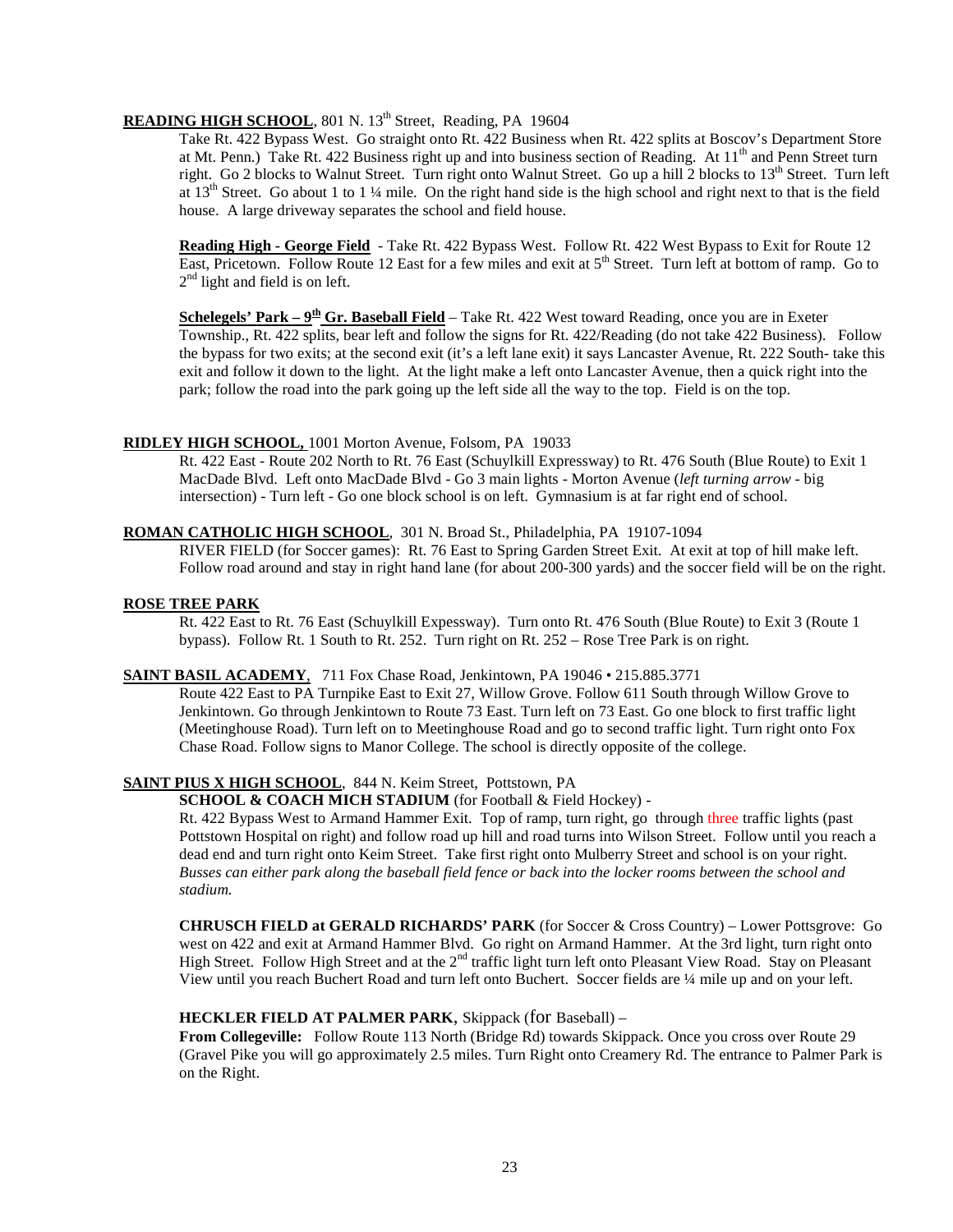**READING HIGH SCHOOL**, 801 N. 13th Street, Reading, PA 19604

Take Rt. 422 Bypass West. Go straight onto Rt. 422 Business when Rt. 422 splits at Boscov's Department Store at Mt. Penn.) Take Rt. 422 Business right up and into business section of Reading. At 11th and Penn Street turn right. Go 2 blocks to Walnut Street. Turn right onto Walnut Street. Go up a hill 2 blocks to 13th Street. Turn left at 13th Street. Go about 1 to 1 ¼ mile. On the right hand side is the high school and right next to that is the field house. A large driveway separates the school and field house.

**Reading High - George Field** - Take Rt. 422 Bypass West. Follow Rt. 422 West Bypass to Exit for Route 12 East, Pricetown. Follow Route 12 East for a few miles and exit at 5th Street. Turn left at bottom of ramp. Go to 2nd light and field is on left.

**Schelegels' Park – 9th Gr. Baseball Field** – Take Rt. 422 West toward Reading, once you are in Exeter Township., Rt. 422 splits, bear left and follow the signs for Rt. 422/Reading (do not take 422 Business). Follow the bypass for two exits; at the second exit (it's a left lane exit) it says Lancaster Avenue, Rt. 222 South- take this exit and follow it down to the light. At the light make a left onto Lancaster Avenue, then a quick right into the park; follow the road into the park going up the left side all the way to the top. Field is on the top.

**RIDLEY HIGH SCHOOL,** 1001 Morton Avenue, Folsom, PA 19033

Rt. 422 East - Route 202 North to Rt. 76 East (Schuylkill Expressway) to Rt. 476 South (Blue Route) to Exit 1 MacDade Blvd. Left onto MacDade Blvd - Go 3 main lights - Morton Avenue (*left turning arrow* - big intersection) - Turn left - Go one block school is on left. Gymnasium is at far right end of school.

**ROMAN CATHOLIC HIGH SCHOOL**, 301 N. Broad St., Philadelphia, PA 19107-1094

RIVER FIELD (for Soccer games): Rt. 76 East to Spring Garden Street Exit. At exit at top of hill make left. Follow road around and stay in right hand lane (for about 200-300 yards) and the soccer field will be on the right.

**ROSE TREE PARK**

Rt. 422 East to Rt. 76 East (Schuylkill Expessway). Turn onto Rt. 476 South (Blue Route) to Exit 3 (Route 1 bypass). Follow Rt. 1 South to Rt. 252. Turn right on Rt. 252 – Rose Tree Park is on right.

**SAINT BASIL ACADEMY**, 711 Fox Chase Road, Jenkintown, PA 19046 • 215.885.3771

Route 422 East to PA Turnpike East to Exit 27, Willow Grove. Follow 611 South through Willow Grove to Jenkintown. Go through Jenkintown to Route 73 East. Turn left on 73 East. Go one block to first traffic light (Meetinghouse Road). Turn left on to Meetinghouse Road and go to second traffic light. Turn right onto Fox Chase Road. Follow signs to Manor College. The school is directly opposite of the college.

**SAINT PIUS X HIGH SCHOOL**, 844 N. Keim Street, Pottstown, PA

**SCHOOL & COACH MICH STADIUM** (for Football & Field Hockey) -

Rt. 422 Bypass West to Armand Hammer Exit. Top of ramp, turn right, go through three traffic lights (past Pottstown Hospital on right) and follow road up hill and road turns into Wilson Street. Follow until you reach a dead end and turn right onto Keim Street. Take first right onto Mulberry Street and school is on your right. *Busses can either park along the baseball field fence or back into the locker rooms between the school and stadium.*

**CHRUSCH FIELD at GERALD RICHARDS' PARK** (for Soccer & Cross Country) – Lower Pottsgrove: Go west on 422 and exit at Armand Hammer Blvd. Go right on Armand Hammer. At the 3rd light, turn right onto High Street. Follow High Street and at the 2nd traffic light turn left onto Pleasant View Road. Stay on Pleasant View until you reach Buchert Road and turn left onto Buchert. Soccer fields are ¼ mile up and on your left.

**HECKLER FIELD AT PALMER PARK**, Skippack (for Baseball) –

**From Collegeville:** Follow Route 113 North (Bridge Rd) towards Skippack. Once you cross over Route 29 (Gravel Pike you will go approximately 2.5 miles. Turn Right onto Creamery Rd. The entrance to Palmer Park is on the Right.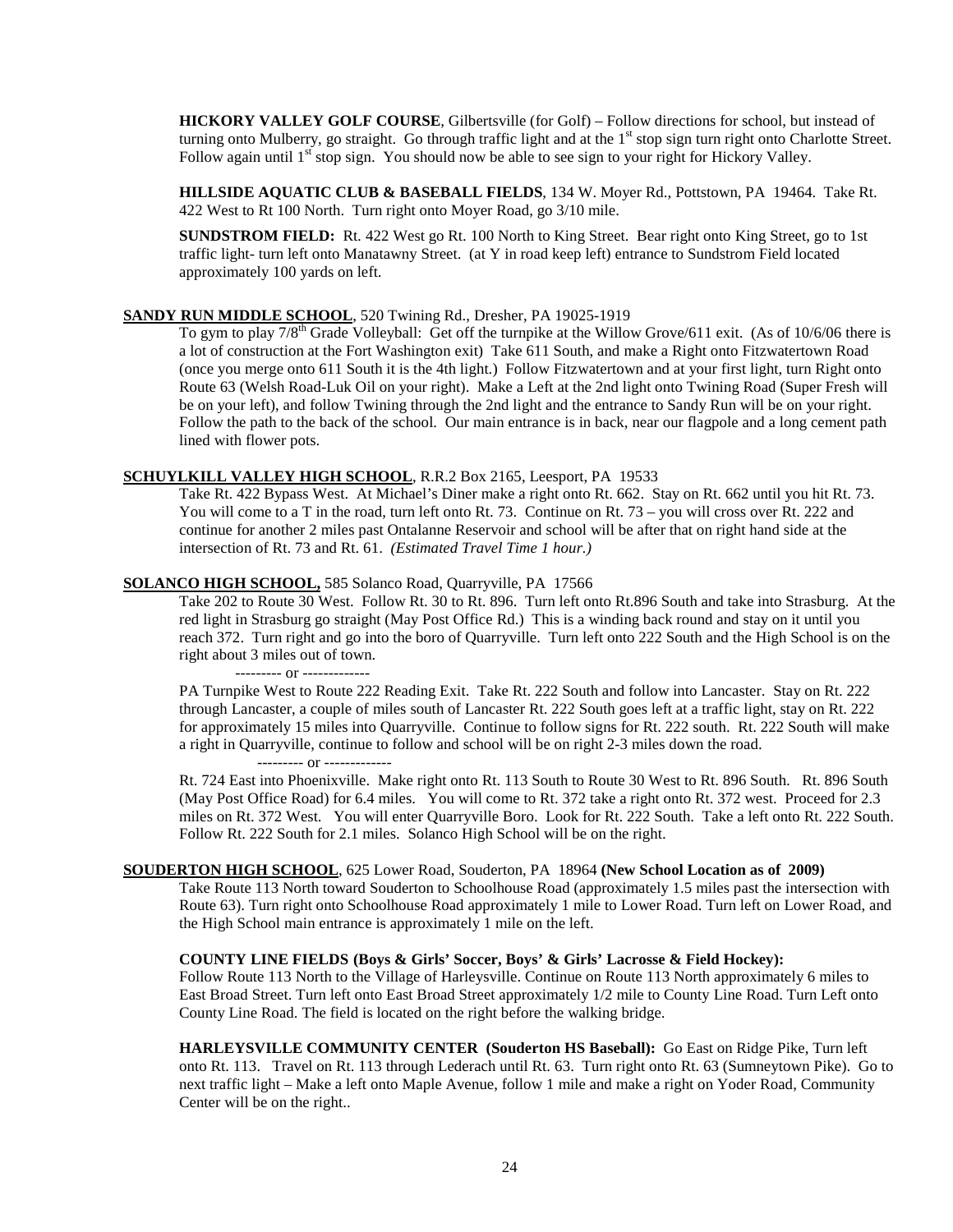**HICKORY VALLEY GOLF COURSE**, Gilbertsville (for Golf) – Follow directions for school, but instead of turning onto Mulberry, go straight. Go through traffic light and at the 1st stop sign turn right onto Charlotte Street. Follow again until 1st stop sign. You should now be able to see sign to your right for Hickory Valley.

**HILLSIDE AQUATIC CLUB & BASEBALL FIELDS**, 134 W. Moyer Rd., Pottstown, PA 19464. Take Rt. 422 West to Rt 100 North. Turn right onto Moyer Road, go 3/10 mile.

**SUNDSTROM FIELD:** Rt. 422 West go Rt. 100 North to King Street. Bear right onto King Street, go to 1st traffic light- turn left onto Manatawny Street. (at Y in road keep left) entrance to Sundstrom Field located approximately 100 yards on left.

**SANDY RUN MIDDLE SCHOOL**, 520 Twining Rd., Dresher, PA 19025-1919

To gym to play 7/8th Grade Volleyball: Get off the turnpike at the Willow Grove/611 exit. (As of 10/6/06 there is a lot of construction at the Fort Washington exit) Take 611 South, and make a Right onto Fitzwatertown Road (once you merge onto 611 South it is the 4th light.) Follow Fitzwatertown and at your first light, turn Right onto Route 63 (Welsh Road-Luk Oil on your right). Make a Left at the 2nd light onto Twining Road (Super Fresh will be on your left), and follow Twining through the 2nd light and the entrance to Sandy Run will be on your right. Follow the path to the back of the school. Our main entrance is in back, near our flagpole and a long cement path lined with flower pots.

**SCHUYLKILL VALLEY HIGH SCHOOL**, R.R.2 Box 2165, Leesport, PA 19533

Take Rt. 422 Bypass West. At Michael's Diner make a right onto Rt. 662. Stay on Rt. 662 until you hit Rt. 73. You will come to a T in the road, turn left onto Rt. 73. Continue on Rt. 73 – you will cross over Rt. 222 and continue for another 2 miles past Ontalanne Reservoir and school will be after that on right hand side at the intersection of Rt. 73 and Rt. 61. *(Estimated Travel Time 1 hour.)*

**SOLANCO HIGH SCHOOL,** 585 Solanco Road, Quarryville, PA 17566

Take 202 to Route 30 West. Follow Rt. 30 to Rt. 896. Turn left onto Rt.896 South and take into Strasburg. At the red light in Strasburg go straight (May Post Office Rd.) This is a winding back round and stay on it until you reach 372. Turn right and go into the boro of Quarryville. Turn left onto 222 South and the High School is on the right about 3 miles out of town.

--------- or -------------

PA Turnpike West to Route 222 Reading Exit. Take Rt. 222 South and follow into Lancaster. Stay on Rt. 222 through Lancaster, a couple of miles south of Lancaster Rt. 222 South goes left at a traffic light, stay on Rt. 222 for approximately 15 miles into Quarryville. Continue to follow signs for Rt. 222 south. Rt. 222 South will make a right in Quarryville, continue to follow and school will be on right 2-3 miles down the road.

--------- or -------------

Rt. 724 East into Phoenixville. Make right onto Rt. 113 South to Route 30 West to Rt. 896 South. Rt. 896 South (May Post Office Road) for 6.4 miles. You will come to Rt. 372 take a right onto Rt. 372 west. Proceed for 2.3 miles on Rt. 372 West. You will enter Quarryville Boro. Look for Rt. 222 South. Take a left onto Rt. 222 South. Follow Rt. 222 South for 2.1 miles. Solanco High School will be on the right.

**SOUDERTON HIGH SCHOOL**, 625 Lower Road, Souderton, PA 18964 **(New School Location as of 2009)**

Take Route 113 North toward Souderton to Schoolhouse Road (approximately 1.5 miles past the intersection with Route 63). Turn right onto Schoolhouse Road approximately 1 mile to Lower Road. Turn left on Lower Road, and the High School main entrance is approximately 1 mile on the left.

**COUNTY LINE FIELDS (Boys & Girls' Soccer, Boys' & Girls' Lacrosse & Field Hockey):**
Follow Route 113 North to the Village of Harleysville. Continue on Route 113 North approximately 6 miles to East Broad Street. Turn left onto East Broad Street approximately 1/2 mile to County Line Road. Turn Left onto County Line Road. The field is located on the right before the walking bridge.

**HARLEYSVILLE COMMUNITY CENTER (Souderton HS Baseball):** Go East on Ridge Pike, Turn left onto Rt. 113. Travel on Rt. 113 through Lederach until Rt. 63. Turn right onto Rt. 63 (Sumneytown Pike). Go to next traffic light – Make a left onto Maple Avenue, follow 1 mile and make a right on Yoder Road, Community Center will be on the right..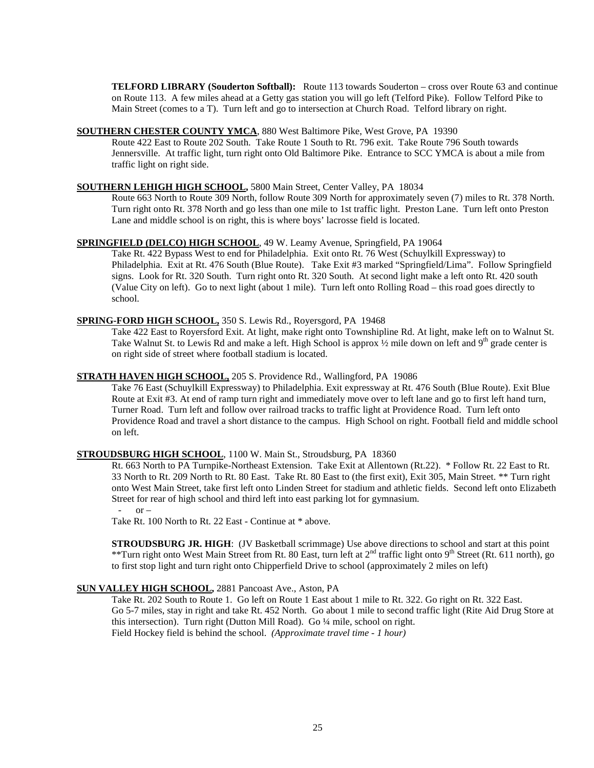**TELFORD LIBRARY (Souderton Softball):** Route 113 towards Souderton – cross over Route 63 and continue on Route 113. A few miles ahead at a Getty gas station you will go left (Telford Pike). Follow Telford Pike to Main Street (comes to a T). Turn left and go to intersection at Church Road. Telford library on right.

**SOUTHERN CHESTER COUNTY YMCA**, 880 West Baltimore Pike, West Grove, PA 19390

Route 422 East to Route 202 South. Take Route 1 South to Rt. 796 exit. Take Route 796 South towards Jennersville. At traffic light, turn right onto Old Baltimore Pike. Entrance to SCC YMCA is about a mile from traffic light on right side.

**SOUTHERN LEHIGH HIGH SCHOOL,** 5800 Main Street, Center Valley, PA 18034

Route 663 North to Route 309 North, follow Route 309 North for approximately seven (7) miles to Rt. 378 North. Turn right onto Rt. 378 North and go less than one mile to 1st traffic light. Preston Lane. Turn left onto Preston Lane and middle school is on right, this is where boys' lacrosse field is located.

**SPRINGFIELD (DELCO) HIGH SCHOOL**, 49 W. Leamy Avenue, Springfield, PA 19064

Take Rt. 422 Bypass West to end for Philadelphia. Exit onto Rt. 76 West (Schuylkill Expressway) to Philadelphia. Exit at Rt. 476 South (Blue Route). Take Exit #3 marked "Springfield/Lima". Follow Springfield signs. Look for Rt. 320 South. Turn right onto Rt. 320 South. At second light make a left onto Rt. 420 south (Value City on left). Go to next light (about 1 mile). Turn left onto Rolling Road – this road goes directly to school.

**SPRING-FORD HIGH SCHOOL,** 350 S. Lewis Rd., Royersgord, PA 19468

Take 422 East to Royersford Exit. At light, make right onto Townshipline Rd. At light, make left on to Walnut St. Take Walnut St. to Lewis Rd and make a left. High School is approx ½ mile down on left and 9th grade center is on right side of street where football stadium is located.

**STRATH HAVEN HIGH SCHOOL,** 205 S. Providence Rd., Wallingford, PA 19086

Take 76 East (Schuylkill Expressway) to Philadelphia. Exit expressway at Rt. 476 South (Blue Route). Exit Blue Route at Exit #3. At end of ramp turn right and immediately move over to left lane and go to first left hand turn, Turner Road. Turn left and follow over railroad tracks to traffic light at Providence Road. Turn left onto Providence Road and travel a short distance to the campus. High School on right. Football field and middle school on left.

**STROUDSBURG HIGH SCHOOL**, 1100 W. Main St., Stroudsburg, PA 18360

Rt. 663 North to PA Turnpike-Northeast Extension. Take Exit at Allentown (Rt.22). * Follow Rt. 22 East to Rt. 33 North to Rt. 209 North to Rt. 80 East. Take Rt. 80 East to (the first exit), Exit 305, Main Street. ** Turn right onto West Main Street, take first left onto Linden Street for stadium and athletic fields. Second left onto Elizabeth Street for rear of high school and third left into east parking lot for gymnasium.

- or –

Take Rt. 100 North to Rt. 22 East - Continue at * above.

**STROUDSBURG JR. HIGH**: (JV Basketball scrimmage) Use above directions to school and start at this point **Turn right onto West Main Street from Rt. 80 East, turn left at 2nd traffic light onto 9th Street (Rt. 611 north), go to first stop light and turn right onto Chipperfield Drive to school (approximately 2 miles on left)

**SUN VALLEY HIGH SCHOOL,** 2881 Pancoast Ave., Aston, PA

Take Rt. 202 South to Route 1. Go left on Route 1 East about 1 mile to Rt. 322. Go right on Rt. 322 East. Go 5-7 miles, stay in right and take Rt. 452 North. Go about 1 mile to second traffic light (Rite Aid Drug Store at this intersection). Turn right (Dutton Mill Road). Go ¼ mile, school on right.
Field Hockey field is behind the school. *(Approximate travel time - 1 hour)*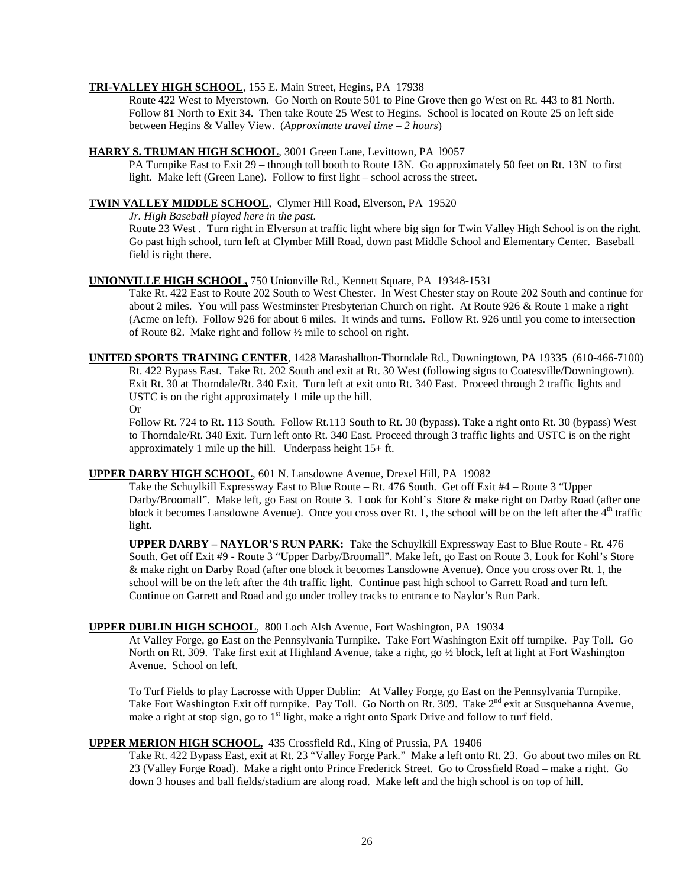**TRI-VALLEY HIGH SCHOOL**, 155 E. Main Street, Hegins, PA 17938

Route 422 West to Myerstown. Go North on Route 501 to Pine Grove then go West on Rt. 443 to 81 North. Follow 81 North to Exit 34. Then take Route 25 West to Hegins. School is located on Route 25 on left side between Hegins & Valley View. (*Approximate travel time – 2 hours*)

**HARRY S. TRUMAN HIGH SCHOOL**, 3001 Green Lane, Levittown, PA l9057

PA Turnpike East to Exit 29 – through toll booth to Route 13N. Go approximately 50 feet on Rt. 13N to first light. Make left (Green Lane). Follow to first light – school across the street.

**TWIN VALLEY MIDDLE SCHOOL**, Clymer Hill Road, Elverson, PA 19520

*Jr. High Baseball played here in the past.*

Route 23 West . Turn right in Elverson at traffic light where big sign for Twin Valley High School is on the right. Go past high school, turn left at Clymber Mill Road, down past Middle School and Elementary Center. Baseball field is right there.

**UNIONVILLE HIGH SCHOOL,** 750 Unionville Rd., Kennett Square, PA 19348-1531

Take Rt. 422 East to Route 202 South to West Chester. In West Chester stay on Route 202 South and continue for about 2 miles. You will pass Westminster Presbyterian Church on right. At Route 926 & Route 1 make a right (Acme on left). Follow 926 for about 6 miles. It winds and turns. Follow Rt. 926 until you come to intersection of Route 82. Make right and follow ½ mile to school on right.

**UNITED SPORTS TRAINING CENTER**, 1428 Marashallton-Thorndale Rd., Downingtown, PA 19335 (610-466-7100)

Rt. 422 Bypass East. Take Rt. 202 South and exit at Rt. 30 West (following signs to Coatesville/Downingtown). Exit Rt. 30 at Thorndale/Rt. 340 Exit. Turn left at exit onto Rt. 340 East. Proceed through 2 traffic lights and USTC is on the right approximately 1 mile up the hill.

Or

Follow Rt. 724 to Rt. 113 South. Follow Rt.113 South to Rt. 30 (bypass). Take a right onto Rt. 30 (bypass) West to Thorndale/Rt. 340 Exit. Turn left onto Rt. 340 East. Proceed through 3 traffic lights and USTC is on the right approximately 1 mile up the hill. Underpass height 15+ ft.

**UPPER DARBY HIGH SCHOOL**, 601 N. Lansdowne Avenue, Drexel Hill, PA 19082

Take the Schuylkill Expressway East to Blue Route – Rt. 476 South. Get off Exit #4 – Route 3 "Upper Darby/Broomall". Make left, go East on Route 3. Look for Kohl's Store & make right on Darby Road (after one block it becomes Lansdowne Avenue). Once you cross over Rt. 1, the school will be on the left after the 4th traffic light.

**UPPER DARBY – NAYLOR'S RUN PARK:** Take the Schuylkill Expressway East to Blue Route - Rt. 476 South. Get off Exit #9 - Route 3 "Upper Darby/Broomall". Make left, go East on Route 3. Look for Kohl's Store & make right on Darby Road (after one block it becomes Lansdowne Avenue). Once you cross over Rt. 1, the school will be on the left after the 4th traffic light. Continue past high school to Garrett Road and turn left. Continue on Garrett and Road and go under trolley tracks to entrance to Naylor's Run Park.

**UPPER DUBLIN HIGH SCHOOL**, 800 Loch Alsh Avenue, Fort Washington, PA 19034

At Valley Forge, go East on the Pennsylvania Turnpike. Take Fort Washington Exit off turnpike. Pay Toll. Go North on Rt. 309. Take first exit at Highland Avenue, take a right, go ½ block, left at light at Fort Washington Avenue. School on left.

To Turf Fields to play Lacrosse with Upper Dublin: At Valley Forge, go East on the Pennsylvania Turnpike. Take Fort Washington Exit off turnpike. Pay Toll. Go North on Rt. 309. Take 2nd exit at Susquehanna Avenue, make a right at stop sign, go to 1st light, make a right onto Spark Drive and follow to turf field.

**UPPER MERION HIGH SCHOOL,** 435 Crossfield Rd., King of Prussia, PA 19406

Take Rt. 422 Bypass East, exit at Rt. 23 "Valley Forge Park." Make a left onto Rt. 23. Go about two miles on Rt. 23 (Valley Forge Road). Make a right onto Prince Frederick Street. Go to Crossfield Road – make a right. Go down 3 houses and ball fields/stadium are along road. Make left and the high school is on top of hill.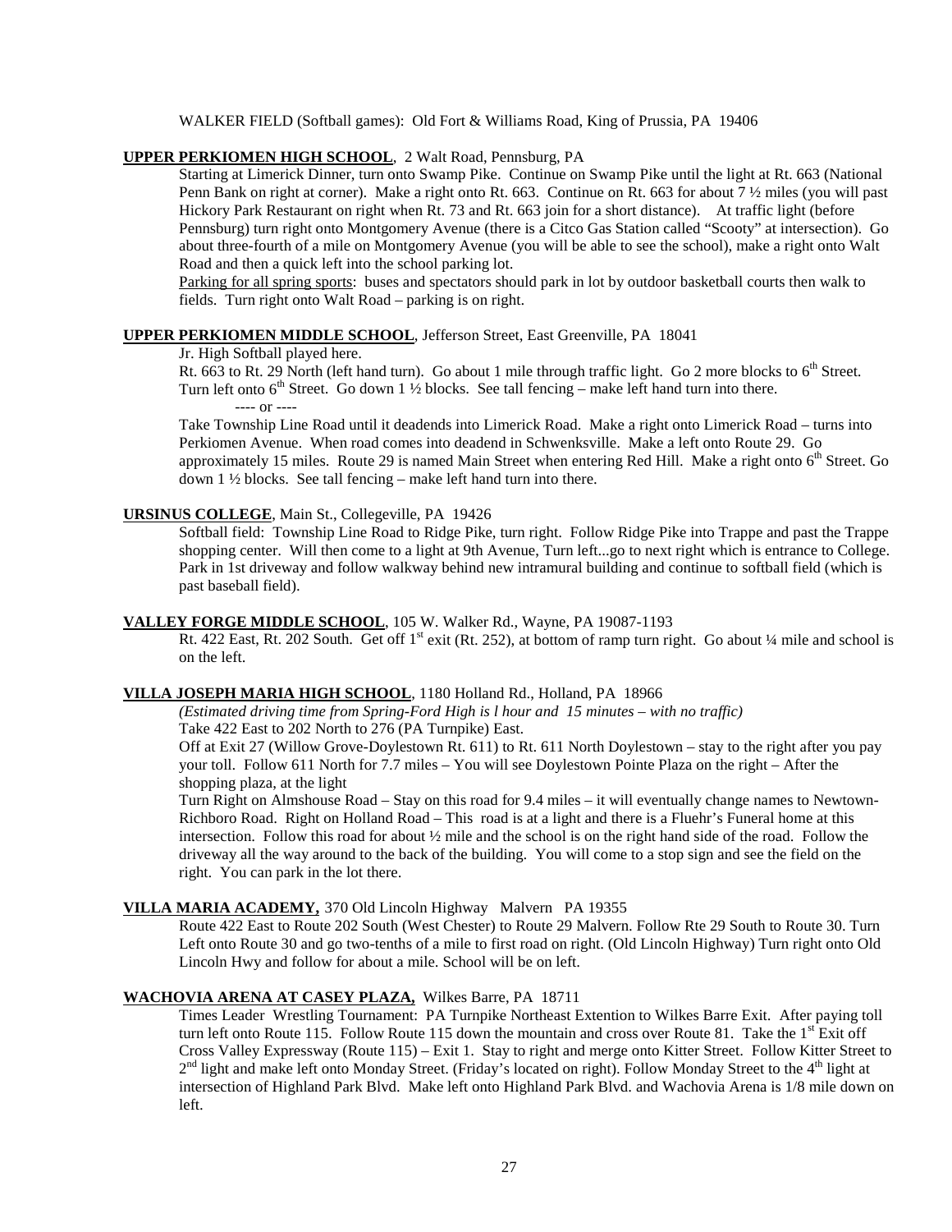WALKER FIELD (Softball games): Old Fort & Williams Road, King of Prussia, PA 19406

**UPPER PERKIOMEN HIGH SCHOOL**, 2 Walt Road, Pennsburg, PA

Starting at Limerick Dinner, turn onto Swamp Pike. Continue on Swamp Pike until the light at Rt. 663 (National Penn Bank on right at corner). Make a right onto Rt. 663. Continue on Rt. 663 for about 7 ½ miles (you will past Hickory Park Restaurant on right when Rt. 73 and Rt. 663 join for a short distance). At traffic light (before Pennsburg) turn right onto Montgomery Avenue (there is a Citco Gas Station called "Scooty" at intersection). Go about three-fourth of a mile on Montgomery Avenue (you will be able to see the school), make a right onto Walt Road and then a quick left into the school parking lot.

Parking for all spring sports: buses and spectators should park in lot by outdoor basketball courts then walk to fields. Turn right onto Walt Road – parking is on right.

**UPPER PERKIOMEN MIDDLE SCHOOL**, Jefferson Street, East Greenville, PA 18041

Jr. High Softball played here.

Rt. 663 to Rt. 29 North (left hand turn). Go about 1 mile through traffic light. Go 2 more blocks to 6th Street. Turn left onto 6th Street. Go down 1 ½ blocks. See tall fencing – make left hand turn into there.

---- or ----

Take Township Line Road until it deadends into Limerick Road. Make a right onto Limerick Road – turns into Perkiomen Avenue. When road comes into deadend in Schwenksville. Make a left onto Route 29. Go approximately 15 miles. Route 29 is named Main Street when entering Red Hill. Make a right onto 6th Street. Go down 1 ½ blocks. See tall fencing – make left hand turn into there.

**URSINUS COLLEGE**, Main St., Collegeville, PA 19426

Softball field: Township Line Road to Ridge Pike, turn right. Follow Ridge Pike into Trappe and past the Trappe shopping center. Will then come to a light at 9th Avenue, Turn left...go to next right which is entrance to College. Park in 1st driveway and follow walkway behind new intramural building and continue to softball field (which is past baseball field).

**VALLEY FORGE MIDDLE SCHOOL**, 105 W. Walker Rd., Wayne, PA 19087-1193

Rt. 422 East, Rt. 202 South. Get off 1st exit (Rt. 252), at bottom of ramp turn right. Go about ¼ mile and school is on the left.

**VILLA JOSEPH MARIA HIGH SCHOOL**, 1180 Holland Rd., Holland, PA 18966

*(Estimated driving time from Spring-Ford High is l hour and 15 minutes – with no traffic)*

Take 422 East to 202 North to 276 (PA Turnpike) East.

Off at Exit 27 (Willow Grove-Doylestown Rt. 611) to Rt. 611 North Doylestown – stay to the right after you pay your toll. Follow 611 North for 7.7 miles – You will see Doylestown Pointe Plaza on the right – After the shopping plaza, at the light

Turn Right on Almshouse Road – Stay on this road for 9.4 miles – it will eventually change names to Newtown-Richboro Road. Right on Holland Road – This road is at a light and there is a Fluehr's Funeral home at this intersection. Follow this road for about ½ mile and the school is on the right hand side of the road. Follow the driveway all the way around to the back of the building. You will come to a stop sign and see the field on the right. You can park in the lot there.

**VILLA MARIA ACADEMY,** 370 Old Lincoln Highway Malvern PA 19355

Route 422 East to Route 202 South (West Chester) to Route 29 Malvern. Follow Rte 29 South to Route 30. Turn Left onto Route 30 and go two-tenths of a mile to first road on right. (Old Lincoln Highway) Turn right onto Old Lincoln Hwy and follow for about a mile. School will be on left.

**WACHOVIA ARENA AT CASEY PLAZA,** Wilkes Barre, PA 18711

Times Leader Wrestling Tournament: PA Turnpike Northeast Extention to Wilkes Barre Exit. After paying toll turn left onto Route 115. Follow Route 115 down the mountain and cross over Route 81. Take the 1st Exit off Cross Valley Expressway (Route 115) – Exit 1. Stay to right and merge onto Kitter Street. Follow Kitter Street to 2nd light and make left onto Monday Street. (Friday's located on right). Follow Monday Street to the 4th light at intersection of Highland Park Blvd. Make left onto Highland Park Blvd. and Wachovia Arena is 1/8 mile down on left.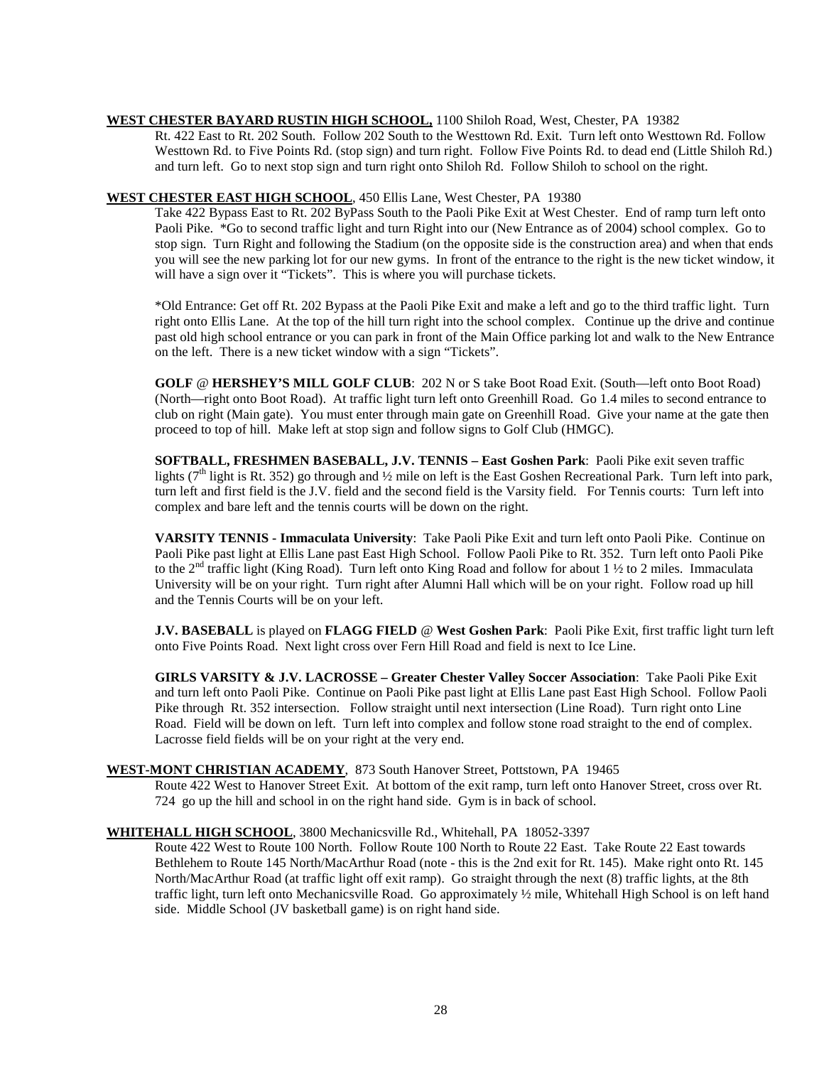**WEST CHESTER BAYARD RUSTIN HIGH SCHOOL,** 1100 Shiloh Road, West, Chester, PA 19382

Rt. 422 East to Rt. 202 South. Follow 202 South to the Westtown Rd. Exit. Turn left onto Westtown Rd. Follow Westtown Rd. to Five Points Rd. (stop sign) and turn right. Follow Five Points Rd. to dead end (Little Shiloh Rd.) and turn left. Go to next stop sign and turn right onto Shiloh Rd. Follow Shiloh to school on the right.

**WEST CHESTER EAST HIGH SCHOOL**, 450 Ellis Lane, West Chester, PA 19380

Take 422 Bypass East to Rt. 202 ByPass South to the Paoli Pike Exit at West Chester. End of ramp turn left onto Paoli Pike. *Go to second traffic light and turn Right into our (New Entrance as of 2004) school complex. Go to stop sign. Turn Right and following the Stadium (on the opposite side is the construction area) and when that ends you will see the new parking lot for our new gyms. In front of the entrance to the right is the new ticket window, it will have a sign over it "Tickets". This is where you will purchase tickets.

*Old Entrance: Get off Rt. 202 Bypass at the Paoli Pike Exit and make a left and go to the third traffic light. Turn right onto Ellis Lane. At the top of the hill turn right into the school complex. Continue up the drive and continue past old high school entrance or you can park in front of the Main Office parking lot and walk to the New Entrance on the left. There is a new ticket window with a sign "Tickets".

**GOLF** @ **HERSHEY'S MILL GOLF CLUB**: 202 N or S take Boot Road Exit. (South—left onto Boot Road) (North—right onto Boot Road). At traffic light turn left onto Greenhill Road. Go 1.4 miles to second entrance to club on right (Main gate). You must enter through main gate on Greenhill Road. Give your name at the gate then proceed to top of hill. Make left at stop sign and follow signs to Golf Club (HMGC).

**SOFTBALL, FRESHMEN BASEBALL, J.V. TENNIS – East Goshen Park**: Paoli Pike exit seven traffic lights (7th light is Rt. 352) go through and ½ mile on left is the East Goshen Recreational Park. Turn left into park, turn left and first field is the J.V. field and the second field is the Varsity field. For Tennis courts: Turn left into complex and bare left and the tennis courts will be down on the right.

**VARSITY TENNIS - Immaculata University**: Take Paoli Pike Exit and turn left onto Paoli Pike. Continue on Paoli Pike past light at Ellis Lane past East High School. Follow Paoli Pike to Rt. 352. Turn left onto Paoli Pike to the 2nd traffic light (King Road). Turn left onto King Road and follow for about 1 ½ to 2 miles. Immaculata University will be on your right. Turn right after Alumni Hall which will be on your right. Follow road up hill and the Tennis Courts will be on your left.

**J.V. BASEBALL** is played on **FLAGG FIELD** @ **West Goshen Park**: Paoli Pike Exit, first traffic light turn left onto Five Points Road. Next light cross over Fern Hill Road and field is next to Ice Line.

**GIRLS VARSITY & J.V. LACROSSE – Greater Chester Valley Soccer Association**: Take Paoli Pike Exit and turn left onto Paoli Pike. Continue on Paoli Pike past light at Ellis Lane past East High School. Follow Paoli Pike through Rt. 352 intersection. Follow straight until next intersection (Line Road). Turn right onto Line Road. Field will be down on left. Turn left into complex and follow stone road straight to the end of complex. Lacrosse field fields will be on your right at the very end.

**WEST-MONT CHRISTIAN ACADEMY**, 873 South Hanover Street, Pottstown, PA 19465

Route 422 West to Hanover Street Exit. At bottom of the exit ramp, turn left onto Hanover Street, cross over Rt. 724 go up the hill and school in on the right hand side. Gym is in back of school.

**WHITEHALL HIGH SCHOOL**, 3800 Mechanicsville Rd., Whitehall, PA 18052-3397

Route 422 West to Route 100 North. Follow Route 100 North to Route 22 East. Take Route 22 East towards Bethlehem to Route 145 North/MacArthur Road (note - this is the 2nd exit for Rt. 145). Make right onto Rt. 145 North/MacArthur Road (at traffic light off exit ramp). Go straight through the next (8) traffic lights, at the 8th traffic light, turn left onto Mechanicsville Road. Go approximately ½ mile, Whitehall High School is on left hand side. Middle School (JV basketball game) is on right hand side.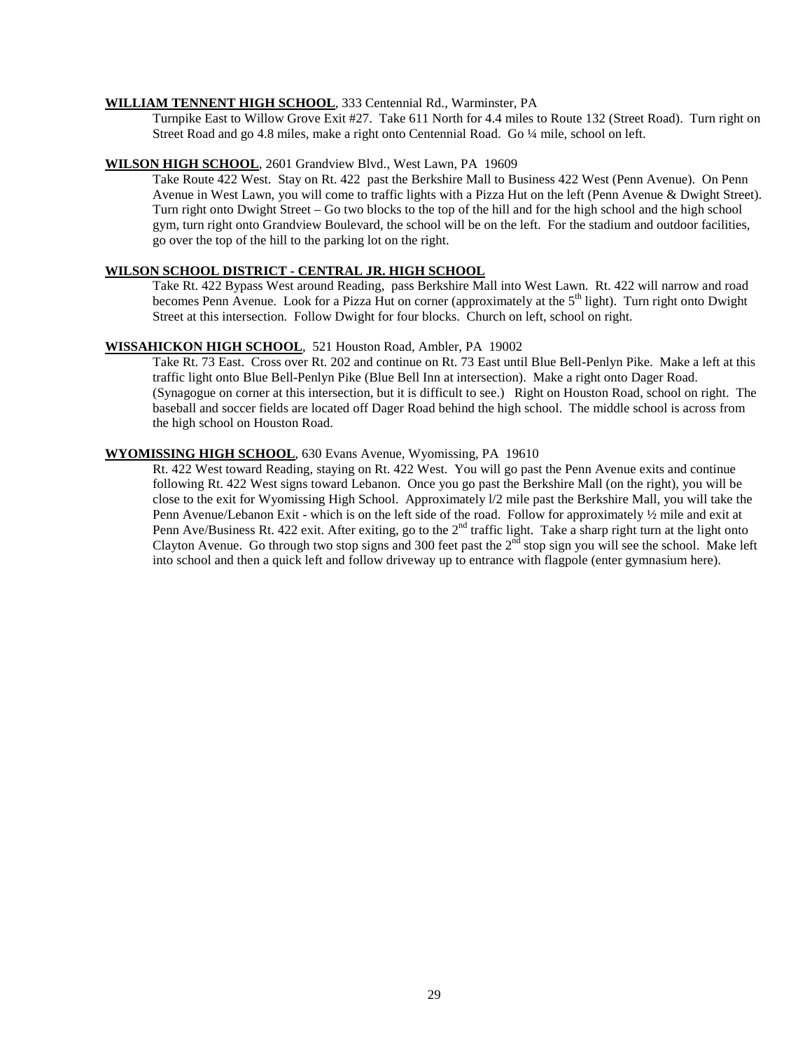**WILLIAM TENNENT HIGH SCHOOL**, 333 Centennial Rd., Warminster, PA

Turnpike East to Willow Grove Exit #27. Take 611 North for 4.4 miles to Route 132 (Street Road). Turn right on Street Road and go 4.8 miles, make a right onto Centennial Road. Go ¼ mile, school on left.

**WILSON HIGH SCHOOL**, 2601 Grandview Blvd., West Lawn, PA 19609

Take Route 422 West. Stay on Rt. 422 past the Berkshire Mall to Business 422 West (Penn Avenue). On Penn Avenue in West Lawn, you will come to traffic lights with a Pizza Hut on the left (Penn Avenue & Dwight Street). Turn right onto Dwight Street – Go two blocks to the top of the hill and for the high school and the high school gym, turn right onto Grandview Boulevard, the school will be on the left. For the stadium and outdoor facilities, go over the top of the hill to the parking lot on the right.

**WILSON SCHOOL DISTRICT - CENTRAL JR. HIGH SCHOOL**

Take Rt. 422 Bypass West around Reading, pass Berkshire Mall into West Lawn. Rt. 422 will narrow and road becomes Penn Avenue. Look for a Pizza Hut on corner (approximately at the 5th light). Turn right onto Dwight Street at this intersection. Follow Dwight for four blocks. Church on left, school on right.

**WISSAHICKON HIGH SCHOOL**, 521 Houston Road, Ambler, PA 19002

Take Rt. 73 East. Cross over Rt. 202 and continue on Rt. 73 East until Blue Bell-Penlyn Pike. Make a left at this traffic light onto Blue Bell-Penlyn Pike (Blue Bell Inn at intersection). Make a right onto Dager Road. (Synagogue on corner at this intersection, but it is difficult to see.) Right on Houston Road, school on right. The baseball and soccer fields are located off Dager Road behind the high school. The middle school is across from the high school on Houston Road.

**WYOMISSING HIGH SCHOOL**, 630 Evans Avenue, Wyomissing, PA 19610

Rt. 422 West toward Reading, staying on Rt. 422 West. You will go past the Penn Avenue exits and continue following Rt. 422 West signs toward Lebanon. Once you go past the Berkshire Mall (on the right), you will be close to the exit for Wyomissing High School. Approximately l/2 mile past the Berkshire Mall, you will take the Penn Avenue/Lebanon Exit - which is on the left side of the road. Follow for approximately ½ mile and exit at Penn Ave/Business Rt. 422 exit. After exiting, go to the 2nd traffic light. Take a sharp right turn at the light onto Clayton Avenue. Go through two stop signs and 300 feet past the 2nd stop sign you will see the school. Make left into school and then a quick left and follow driveway up to entrance with flagpole (enter gymnasium here).